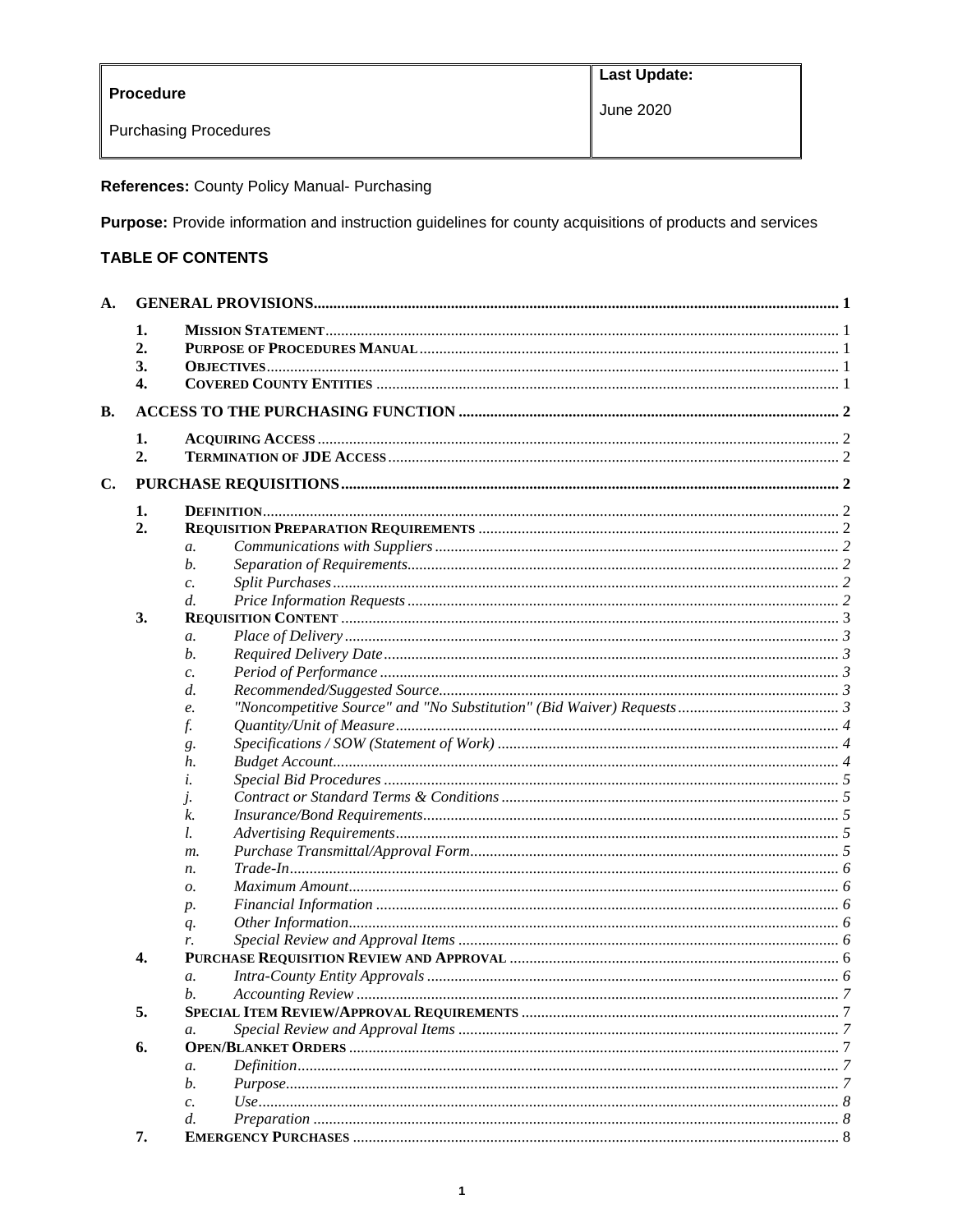| Procedure<br><br>Purchasing Procedures | Last Update:<br><br>June 2020 |
|---|---|

**References:** County Policy Manual- Purchasing

**Purpose:** Provide information and instruction guidelines for county acquisitions of products and services

**TABLE OF CONTENTS**

- **A. GENERAL PROVISIONS** ..... 1
  - 1. **Mission Statement** ..... 1
  - 2. **Purpose of Procedures Manual** ..... 1
  - 3. **Objectives** ..... 1
  - 4. **Covered County Entities** ..... 1
- **B. ACCESS TO THE PURCHASING FUNCTION** ..... 2
  - 1. **Acquiring Access** ..... 2
  - 2. **Termination of JDE Access** ..... 2
- **C. PURCHASE REQUISITIONS** ..... 2
  - 1. **Definition** ..... 2
  - 2. **Requisition Preparation Requirements** ..... 2
    - a. *Communications with Suppliers* ..... 2
    - b. *Separation of Requirements* ..... 2
    - c. *Split Purchases* ..... 2
    - d. *Price Information Requests* ..... 2
  - 3. **Requisition Content** ..... 3
    - a. *Place of Delivery* ..... 3
    - b. *Required Delivery Date* ..... 3
    - c. *Period of Performance* ..... 3
    - d. *Recommended/Suggested Source* ..... 3
    - e. *"Noncompetitive Source" and "No Substitution" (Bid Waiver) Requests* ..... 3
    - f. *Quantity/Unit of Measure* ..... 4
    - g. *Specifications / SOW (Statement of Work)* ..... 4
    - h. *Budget Account* ..... 4
    - i. *Special Bid Procedures* ..... 5
    - j. *Contract or Standard Terms & Conditions* ..... 5
    - k. *Insurance/Bond Requirements* ..... 5
    - l. *Advertising Requirements* ..... 5
    - m. *Purchase Transmittal/Approval Form* ..... 5
    - n. *Trade-In* ..... 6
    - o. *Maximum Amount* ..... 6
    - p. *Financial Information* ..... 6
    - q. *Other Information* ..... 6
    - r. *Special Review and Approval Items* ..... 6
  - 4. **Purchase Requisition Review and Approval** ..... 6
    - a. *Intra-County Entity Approvals* ..... 6
    - b. *Accounting Review* ..... 7
  - 5. **Special Item Review/Approval Requirements** ..... 7
    - a. *Special Review and Approval Items* ..... 7
  - 6. **Open/Blanket Orders** ..... 7
    - a. *Definition* ..... 7
    - b. *Purpose* ..... 7
    - c. *Use* ..... 8
    - d. *Preparation* ..... 8
  - 7. **Emergency Purchases** ..... 8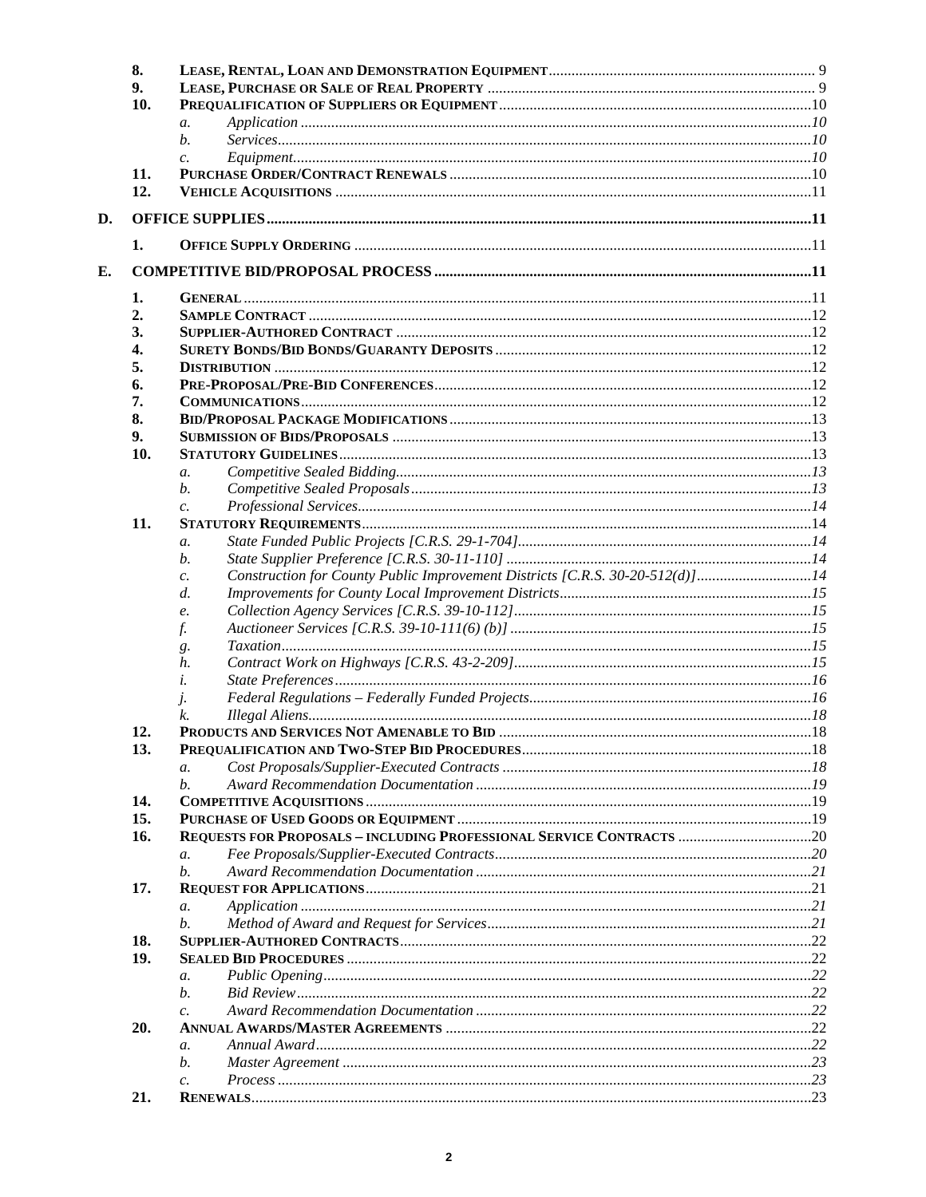8. **Lease, Rental, Loan and Demonstration Equipment** ..... 9
9. **Lease, Purchase or Sale of Real Property** ..... 9
10. **Prequalification of Suppliers or Equipment** ..... 10
    - a. *Application* ..... 10
    - b. *Services* ..... 10
    - c. *Equipment* ..... 10
11. **Purchase Order/Contract Renewals** ..... 10
12. **Vehicle Acquisitions** ..... 11

**D. OFFICE SUPPLIES** ..... 11

1. **Office Supply Ordering** ..... 11

**E. COMPETITIVE BID/PROPOSAL PROCESS** ..... 11

1. **General** ..... 11
2. **Sample Contract** ..... 12
3. **Supplier-Authored Contract** ..... 12
4. **Surety Bonds/Bid Bonds/Guaranty Deposits** ..... 12
5. **Distribution** ..... 12
6. **Pre-Proposal/Pre-Bid Conferences** ..... 12
7. **Communications** ..... 12
8. **Bid/Proposal Package Modifications** ..... 13
9. **Submission of Bids/Proposals** ..... 13
10. **Statutory Guidelines** ..... 13
    - a. *Competitive Sealed Bidding* ..... 13
    - b. *Competitive Sealed Proposals* ..... 13
    - c. *Professional Services* ..... 14
11. **Statutory Requirements** ..... 14
    - a. *State Funded Public Projects [C.R.S. 29-1-704]* ..... 14
    - b. *State Supplier Preference [C.R.S. 30-11-110]* ..... 14
    - c. *Construction for County Public Improvement Districts [C.R.S. 30-20-512(d)]* ..... 14
    - d. *Improvements for County Local Improvement Districts* ..... 15
    - e. *Collection Agency Services [C.R.S. 39-10-112]* ..... 15
    - f. *Auctioneer Services [C.R.S. 39-10-111(6) (b)]* ..... 15
    - g. *Taxation* ..... 15
    - h. *Contract Work on Highways [C.R.S. 43-2-209]* ..... 15
    - i. *State Preferences* ..... 16
    - j. *Federal Regulations – Federally Funded Projects* ..... 16
    - k. *Illegal Aliens* ..... 18
12. **Products and Services Not Amenable to Bid** ..... 18
13. **Prequalification and Two-Step Bid Procedures** ..... 18
    - a. *Cost Proposals/Supplier-Executed Contracts* ..... 18
    - b. *Award Recommendation Documentation* ..... 19
14. **Competitive Acquisitions** ..... 19
15. **Purchase of Used Goods or Equipment** ..... 19
16. **Requests for Proposals – including Professional Service Contracts** ..... 20
    - a. *Fee Proposals/Supplier-Executed Contracts* ..... 20
    - b. *Award Recommendation Documentation* ..... 21
17. **Request for Applications** ..... 21
    - a. *Application* ..... 21
    - b. *Method of Award and Request for Services* ..... 21
18. **Supplier-Authored Contracts** ..... 22
19. **Sealed Bid Procedures** ..... 22
    - a. *Public Opening* ..... 22
    - b. *Bid Review* ..... 22
    - c. *Award Recommendation Documentation* ..... 22
20. **Annual Awards/Master Agreements** ..... 22
    - a. *Annual Award* ..... 22
    - b. *Master Agreement* ..... 23
    - c. *Process* ..... 23
21. **Renewals** ..... 23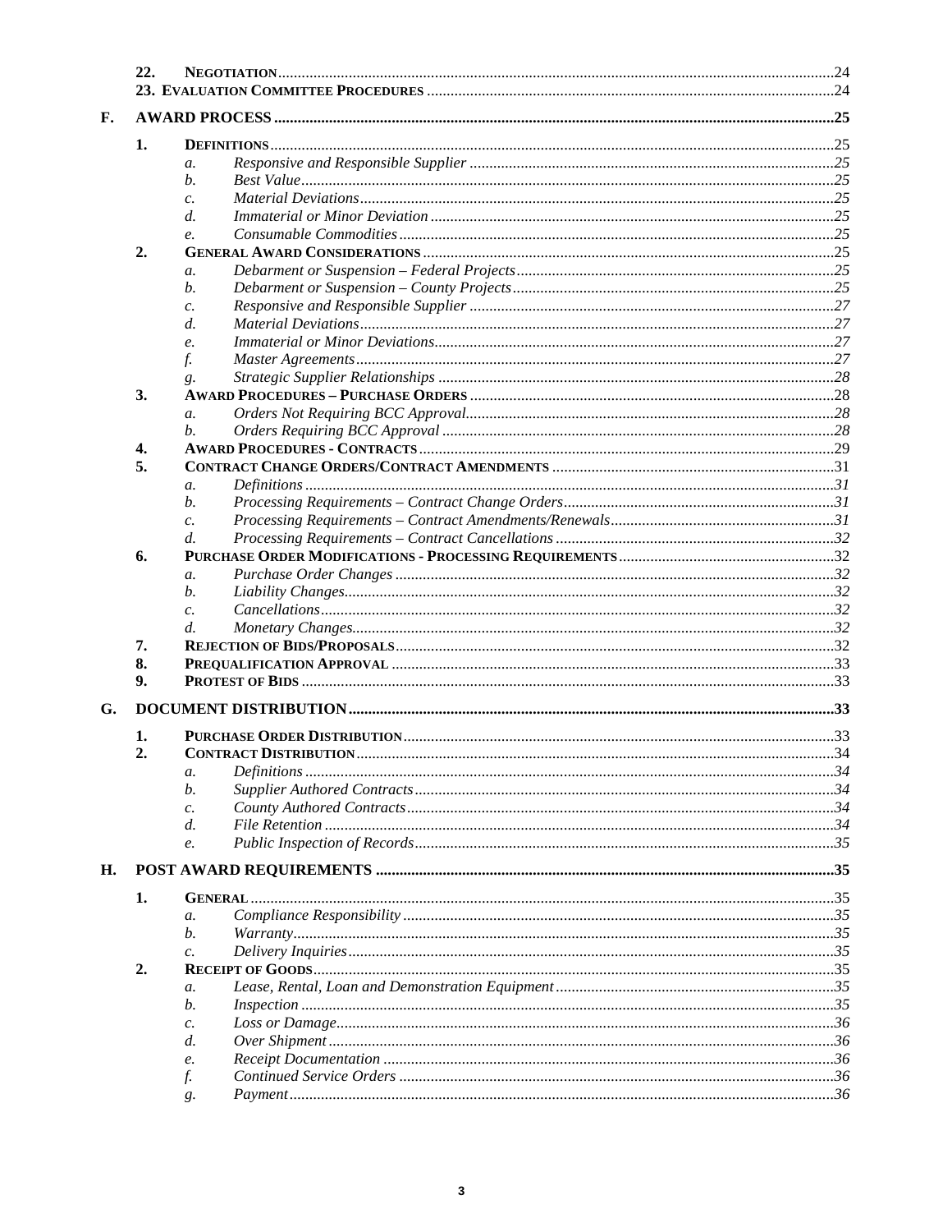22. **NEGOTIATION** ....24
23. **EVALUATION COMMITTEE PROCEDURES** ....24

**F. AWARD PROCESS** ....25

1. **DEFINITIONS** ....25
   - a. *Responsive and Responsible Supplier* ....25
   - b. *Best Value* ....25
   - c. *Material Deviations* ....25
   - d. *Immaterial or Minor Deviation* ....25
   - e. *Consumable Commodities* ....25
2. **GENERAL AWARD CONSIDERATIONS** ....25
   - a. *Debarment or Suspension – Federal Projects* ....25
   - b. *Debarment or Suspension – County Projects* ....25
   - c. *Responsive and Responsible Supplier* ....27
   - d. *Material Deviations* ....27
   - e. *Immaterial or Minor Deviations* ....27
   - f. *Master Agreements* ....27
   - g. *Strategic Supplier Relationships* ....28
3. **AWARD PROCEDURES – PURCHASE ORDERS** ....28
   - a. *Orders Not Requiring BCC Approval* ....28
   - b. *Orders Requiring BCC Approval* ....28
4. **AWARD PROCEDURES - CONTRACTS** ....29
5. **CONTRACT CHANGE ORDERS/CONTRACT AMENDMENTS** ....31
   - a. *Definitions* ....31
   - b. *Processing Requirements – Contract Change Orders* ....31
   - c. *Processing Requirements – Contract Amendments/Renewals* ....31
   - d. *Processing Requirements – Contract Cancellations* ....32
6. **PURCHASE ORDER MODIFICATIONS - PROCESSING REQUIREMENTS** ....32
   - a. *Purchase Order Changes* ....32
   - b. *Liability Changes* ....32
   - c. *Cancellations* ....32
   - d. *Monetary Changes* ....32
7. **REJECTION OF BIDS/PROPOSALS** ....32
8. **PREQUALIFICATION APPROVAL** ....33
9. **PROTEST OF BIDS** ....33

**G. DOCUMENT DISTRIBUTION** ....33

1. **PURCHASE ORDER DISTRIBUTION** ....33
2. **CONTRACT DISTRIBUTION** ....34
   - a. *Definitions* ....34
   - b. *Supplier Authored Contracts* ....34
   - c. *County Authored Contracts* ....34
   - d. *File Retention* ....34
   - e. *Public Inspection of Records* ....35

**H. POST AWARD REQUIREMENTS** ....35

1. **GENERAL** ....35
   - a. *Compliance Responsibility* ....35
   - b. *Warranty* ....35
   - c. *Delivery Inquiries* ....35
2. **RECEIPT OF GOODS** ....35
   - a. *Lease, Rental, Loan and Demonstration Equipment* ....35
   - b. *Inspection* ....35
   - c. *Loss or Damage* ....36
   - d. *Over Shipment* ....36
   - e. *Receipt Documentation* ....36
   - f. *Continued Service Orders* ....36
   - g. *Payment* ....36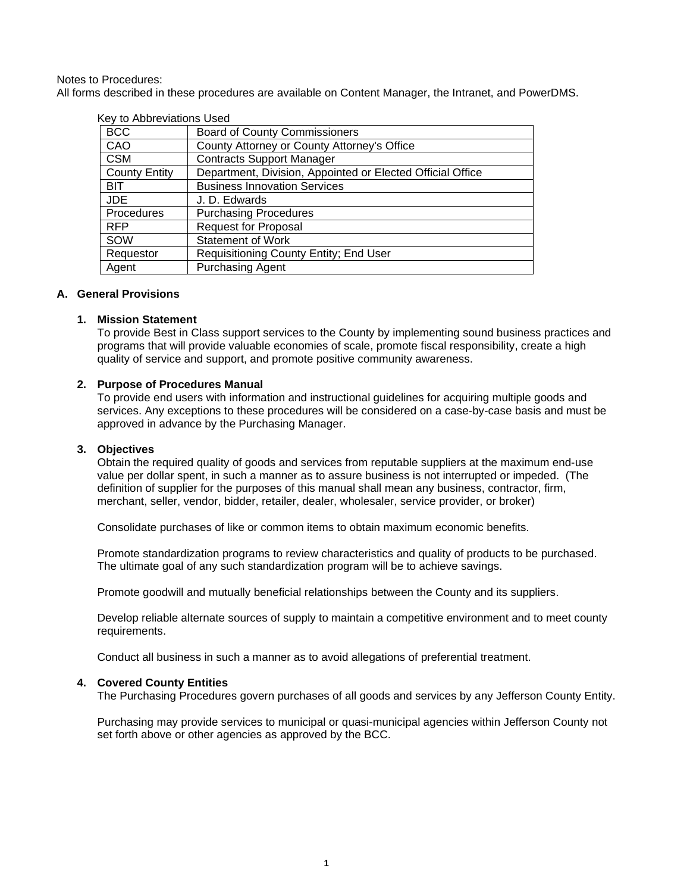Notes to Procedures:
All forms described in these procedures are available on Content Manager, the Intranet, and PowerDMS.

Key to Abbreviations Used

| | |
|---|---|
| BCC | Board of County Commissioners |
| CAO | County Attorney or County Attorney's Office |
| CSM | Contracts Support Manager |
| County Entity | Department, Division, Appointed or Elected Official Office |
| BIT | Business Innovation Services |
| JDE | J. D. Edwards |
| Procedures | Purchasing Procedures |
| RFP | Request for Proposal |
| SOW | Statement of Work |
| Requestor | Requisitioning County Entity; End User |
| Agent | Purchasing Agent |

## A. General Provisions

### 1. Mission Statement

To provide Best in Class support services to the County by implementing sound business practices and programs that will provide valuable economies of scale, promote fiscal responsibility, create a high quality of service and support, and promote positive community awareness.

### 2. Purpose of Procedures Manual

To provide end users with information and instructional guidelines for acquiring multiple goods and services. Any exceptions to these procedures will be considered on a case-by-case basis and must be approved in advance by the Purchasing Manager.

### 3. Objectives

Obtain the required quality of goods and services from reputable suppliers at the maximum end-use value per dollar spent, in such a manner as to assure business is not interrupted or impeded. (The definition of supplier for the purposes of this manual shall mean any business, contractor, firm, merchant, seller, vendor, bidder, retailer, dealer, wholesaler, service provider, or broker)

Consolidate purchases of like or common items to obtain maximum economic benefits.

Promote standardization programs to review characteristics and quality of products to be purchased. The ultimate goal of any such standardization program will be to achieve savings.

Promote goodwill and mutually beneficial relationships between the County and its suppliers.

Develop reliable alternate sources of supply to maintain a competitive environment and to meet county requirements.

Conduct all business in such a manner as to avoid allegations of preferential treatment.

### 4. Covered County Entities

The Purchasing Procedures govern purchases of all goods and services by any Jefferson County Entity.

Purchasing may provide services to municipal or quasi-municipal agencies within Jefferson County not set forth above or other agencies as approved by the BCC.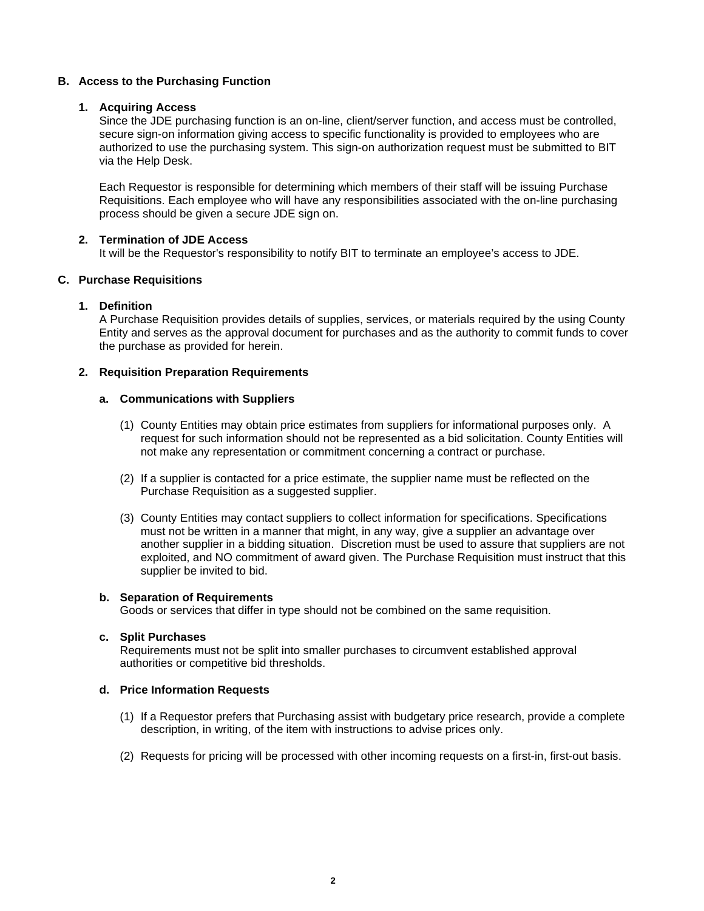## B. Access to the Purchasing Function

### 1. Acquiring Access

Since the JDE purchasing function is an on-line, client/server function, and access must be controlled, secure sign-on information giving access to specific functionality is provided to employees who are authorized to use the purchasing system. This sign-on authorization request must be submitted to BIT via the Help Desk.

Each Requestor is responsible for determining which members of their staff will be issuing Purchase Requisitions. Each employee who will have any responsibilities associated with the on-line purchasing process should be given a secure JDE sign on.

### 2. Termination of JDE Access

It will be the Requestor's responsibility to notify BIT to terminate an employee's access to JDE.

## C. Purchase Requisitions

### 1. Definition

A Purchase Requisition provides details of supplies, services, or materials required by the using County Entity and serves as the approval document for purchases and as the authority to commit funds to cover the purchase as provided for herein.

### 2. Requisition Preparation Requirements

#### a. Communications with Suppliers

(1) County Entities may obtain price estimates from suppliers for informational purposes only. A request for such information should not be represented as a bid solicitation. County Entities will not make any representation or commitment concerning a contract or purchase.

(2) If a supplier is contacted for a price estimate, the supplier name must be reflected on the Purchase Requisition as a suggested supplier.

(3) County Entities may contact suppliers to collect information for specifications. Specifications must not be written in a manner that might, in any way, give a supplier an advantage over another supplier in a bidding situation. Discretion must be used to assure that suppliers are not exploited, and NO commitment of award given. The Purchase Requisition must instruct that this supplier be invited to bid.

#### b. Separation of Requirements

Goods or services that differ in type should not be combined on the same requisition.

#### c. Split Purchases

Requirements must not be split into smaller purchases to circumvent established approval authorities or competitive bid thresholds.

#### d. Price Information Requests

(1) If a Requestor prefers that Purchasing assist with budgetary price research, provide a complete description, in writing, of the item with instructions to advise prices only.

(2) Requests for pricing will be processed with other incoming requests on a first-in, first-out basis.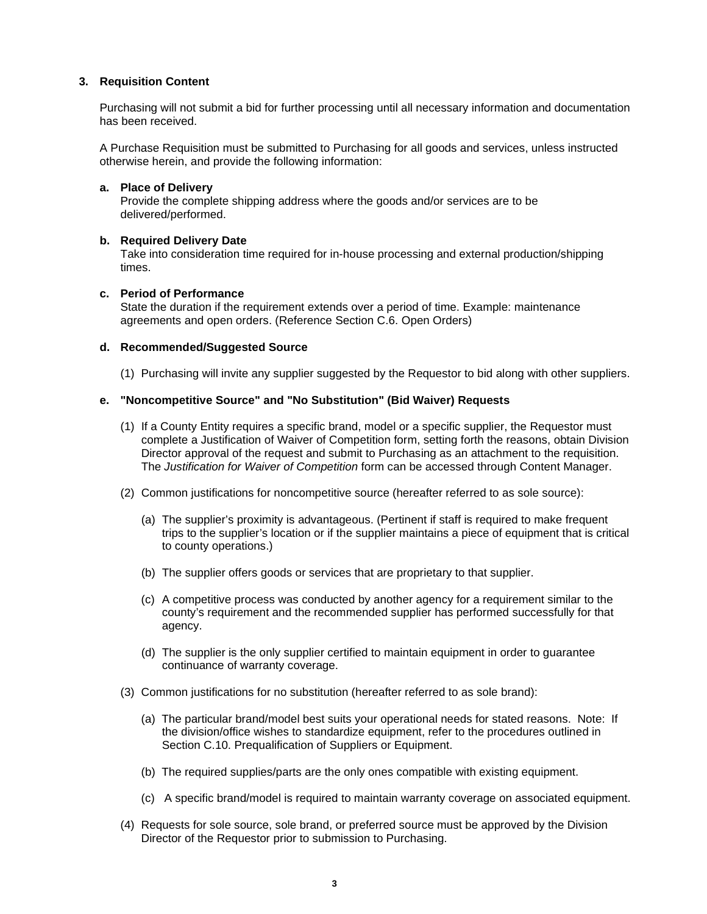### 3. Requisition Content

Purchasing will not submit a bid for further processing until all necessary information and documentation has been received.

A Purchase Requisition must be submitted to Purchasing for all goods and services, unless instructed otherwise herein, and provide the following information:

**a. Place of Delivery**
Provide the complete shipping address where the goods and/or services are to be delivered/performed.

**b. Required Delivery Date**
Take into consideration time required for in-house processing and external production/shipping times.

**c. Period of Performance**
State the duration if the requirement extends over a period of time. Example: maintenance agreements and open orders. (Reference Section C.6. Open Orders)

**d. Recommended/Suggested Source**

(1) Purchasing will invite any supplier suggested by the Requestor to bid along with other suppliers.

**e. "Noncompetitive Source" and "No Substitution" (Bid Waiver) Requests**

(1) If a County Entity requires a specific brand, model or a specific supplier, the Requestor must complete a Justification of Waiver of Competition form, setting forth the reasons, obtain Division Director approval of the request and submit to Purchasing as an attachment to the requisition. The *Justification for Waiver of Competition* form can be accessed through Content Manager.

(2) Common justifications for noncompetitive source (hereafter referred to as sole source):

(a) The supplier's proximity is advantageous. (Pertinent if staff is required to make frequent trips to the supplier's location or if the supplier maintains a piece of equipment that is critical to county operations.)

(b) The supplier offers goods or services that are proprietary to that supplier.

(c) A competitive process was conducted by another agency for a requirement similar to the county's requirement and the recommended supplier has performed successfully for that agency.

(d) The supplier is the only supplier certified to maintain equipment in order to guarantee continuance of warranty coverage.

(3) Common justifications for no substitution (hereafter referred to as sole brand):

(a) The particular brand/model best suits your operational needs for stated reasons. Note: If the division/office wishes to standardize equipment, refer to the procedures outlined in Section C.10. Prequalification of Suppliers or Equipment.

(b) The required supplies/parts are the only ones compatible with existing equipment.

(c) A specific brand/model is required to maintain warranty coverage on associated equipment.

(4) Requests for sole source, sole brand, or preferred source must be approved by the Division Director of the Requestor prior to submission to Purchasing.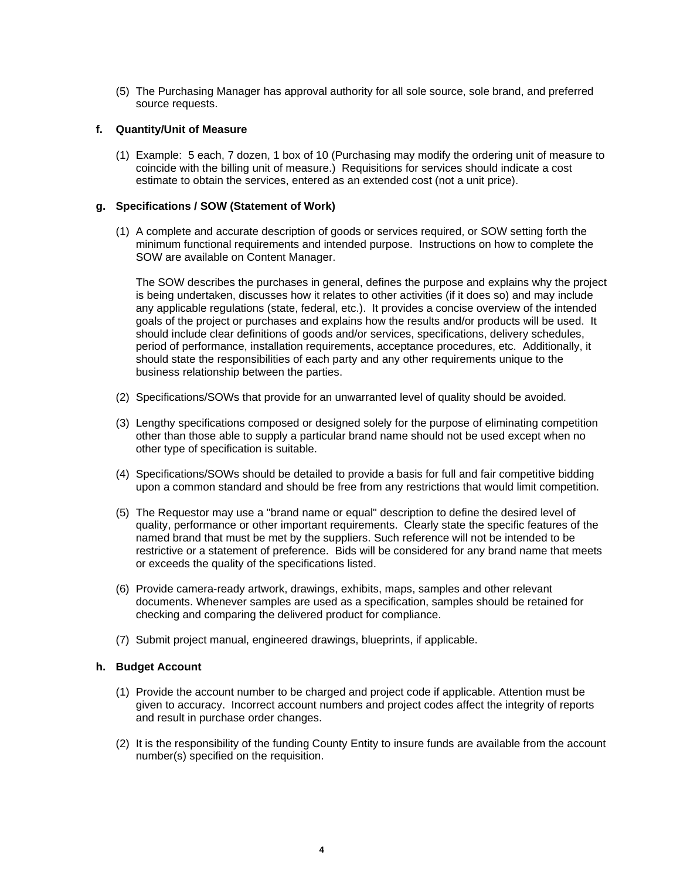(5) The Purchasing Manager has approval authority for all sole source, sole brand, and preferred source requests.

**f. Quantity/Unit of Measure**

(1) Example: 5 each, 7 dozen, 1 box of 10 (Purchasing may modify the ordering unit of measure to coincide with the billing unit of measure.) Requisitions for services should indicate a cost estimate to obtain the services, entered as an extended cost (not a unit price).

**g. Specifications / SOW (Statement of Work)**

(1) A complete and accurate description of goods or services required, or SOW setting forth the minimum functional requirements and intended purpose. Instructions on how to complete the SOW are available on Content Manager.

The SOW describes the purchases in general, defines the purpose and explains why the project is being undertaken, discusses how it relates to other activities (if it does so) and may include any applicable regulations (state, federal, etc.). It provides a concise overview of the intended goals of the project or purchases and explains how the results and/or products will be used. It should include clear definitions of goods and/or services, specifications, delivery schedules, period of performance, installation requirements, acceptance procedures, etc. Additionally, it should state the responsibilities of each party and any other requirements unique to the business relationship between the parties.

(2) Specifications/SOWs that provide for an unwarranted level of quality should be avoided.

(3) Lengthy specifications composed or designed solely for the purpose of eliminating competition other than those able to supply a particular brand name should not be used except when no other type of specification is suitable.

(4) Specifications/SOWs should be detailed to provide a basis for full and fair competitive bidding upon a common standard and should be free from any restrictions that would limit competition.

(5) The Requestor may use a "brand name or equal" description to define the desired level of quality, performance or other important requirements. Clearly state the specific features of the named brand that must be met by the suppliers. Such reference will not be intended to be restrictive or a statement of preference. Bids will be considered for any brand name that meets or exceeds the quality of the specifications listed.

(6) Provide camera-ready artwork, drawings, exhibits, maps, samples and other relevant documents. Whenever samples are used as a specification, samples should be retained for checking and comparing the delivered product for compliance.

(7) Submit project manual, engineered drawings, blueprints, if applicable.

**h. Budget Account**

(1) Provide the account number to be charged and project code if applicable. Attention must be given to accuracy. Incorrect account numbers and project codes affect the integrity of reports and result in purchase order changes.

(2) It is the responsibility of the funding County Entity to insure funds are available from the account number(s) specified on the requisition.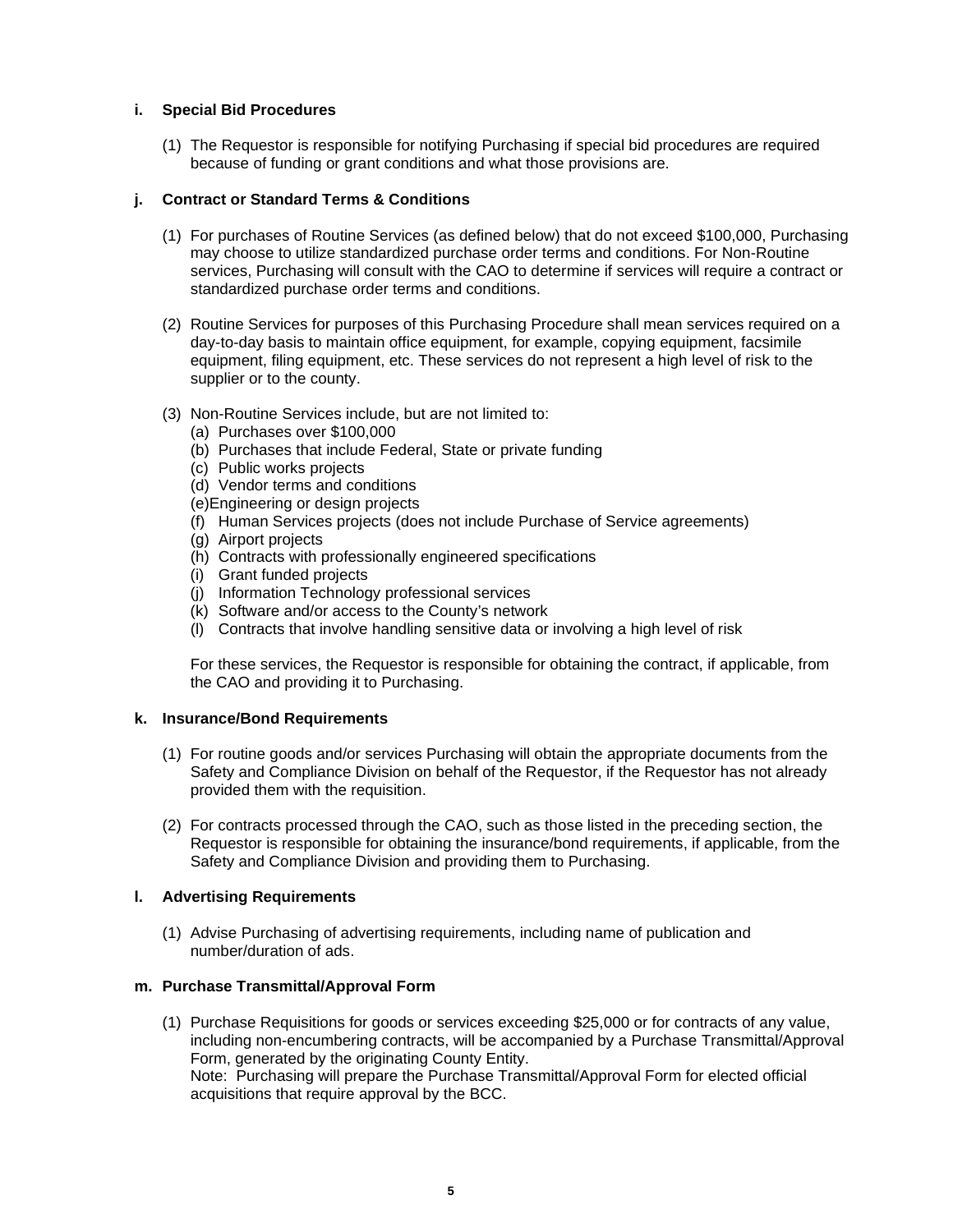**i. Special Bid Procedures**

(1) The Requestor is responsible for notifying Purchasing if special bid procedures are required because of funding or grant conditions and what those provisions are.

**j. Contract or Standard Terms & Conditions**

(1) For purchases of Routine Services (as defined below) that do not exceed $100,000, Purchasing may choose to utilize standardized purchase order terms and conditions. For Non-Routine services, Purchasing will consult with the CAO to determine if services will require a contract or standardized purchase order terms and conditions.

(2) Routine Services for purposes of this Purchasing Procedure shall mean services required on a day-to-day basis to maintain office equipment, for example, copying equipment, facsimile equipment, filing equipment, etc. These services do not represent a high level of risk to the supplier or to the county.

(3) Non-Routine Services include, but are not limited to:
- (a) Purchases over $100,000
- (b) Purchases that include Federal, State or private funding
- (c) Public works projects
- (d) Vendor terms and conditions
- (e)Engineering or design projects
- (f) Human Services projects (does not include Purchase of Service agreements)
- (g) Airport projects
- (h) Contracts with professionally engineered specifications
- (i) Grant funded projects
- (j) Information Technology professional services
- (k) Software and/or access to the County's network
- (l) Contracts that involve handling sensitive data or involving a high level of risk

For these services, the Requestor is responsible for obtaining the contract, if applicable, from the CAO and providing it to Purchasing.

**k. Insurance/Bond Requirements**

(1) For routine goods and/or services Purchasing will obtain the appropriate documents from the Safety and Compliance Division on behalf of the Requestor, if the Requestor has not already provided them with the requisition.

(2) For contracts processed through the CAO, such as those listed in the preceding section, the Requestor is responsible for obtaining the insurance/bond requirements, if applicable, from the Safety and Compliance Division and providing them to Purchasing.

**l. Advertising Requirements**

(1) Advise Purchasing of advertising requirements, including name of publication and number/duration of ads.

**m. Purchase Transmittal/Approval Form**

(1) Purchase Requisitions for goods or services exceeding $25,000 or for contracts of any value, including non-encumbering contracts, will be accompanied by a Purchase Transmittal/Approval Form, generated by the originating County Entity.
Note: Purchasing will prepare the Purchase Transmittal/Approval Form for elected official acquisitions that require approval by the BCC.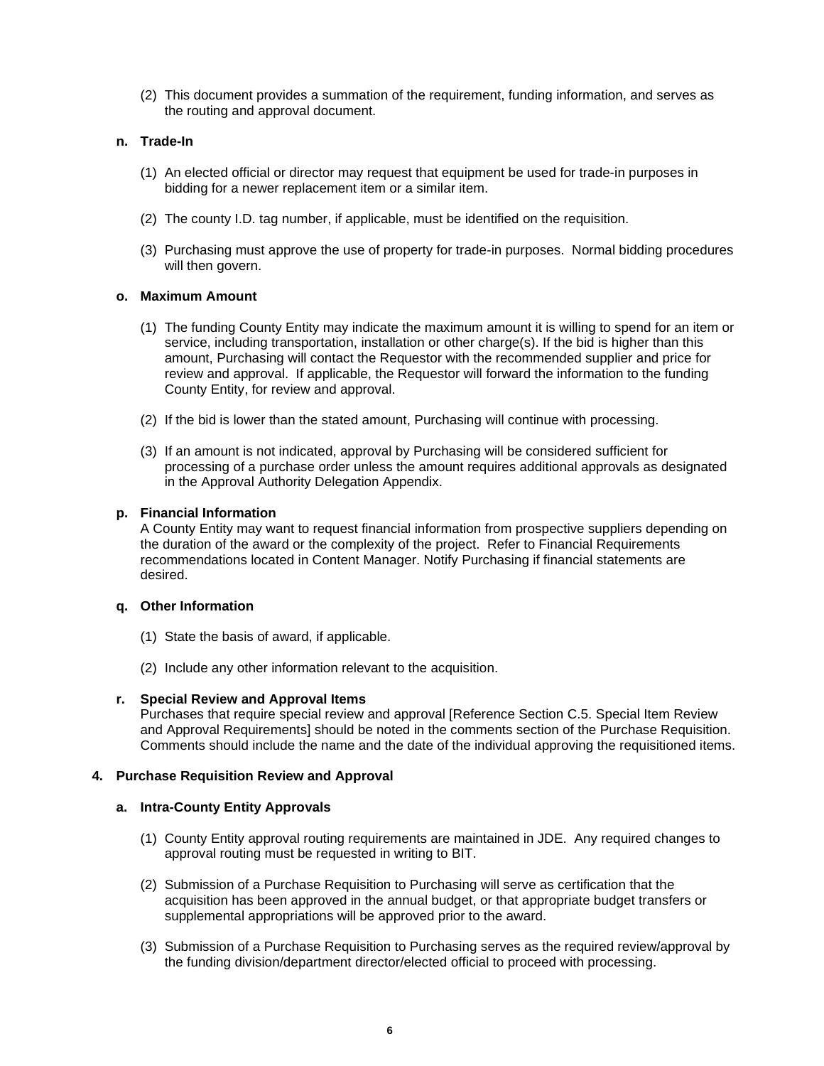(2) This document provides a summation of the requirement, funding information, and serves as the routing and approval document.

**n. Trade-In**

(1) An elected official or director may request that equipment be used for trade-in purposes in bidding for a newer replacement item or a similar item.

(2) The county I.D. tag number, if applicable, must be identified on the requisition.

(3) Purchasing must approve the use of property for trade-in purposes. Normal bidding procedures will then govern.

**o. Maximum Amount**

(1) The funding County Entity may indicate the maximum amount it is willing to spend for an item or service, including transportation, installation or other charge(s). If the bid is higher than this amount, Purchasing will contact the Requestor with the recommended supplier and price for review and approval. If applicable, the Requestor will forward the information to the funding County Entity, for review and approval.

(2) If the bid is lower than the stated amount, Purchasing will continue with processing.

(3) If an amount is not indicated, approval by Purchasing will be considered sufficient for processing of a purchase order unless the amount requires additional approvals as designated in the Approval Authority Delegation Appendix.

**p. Financial Information**

A County Entity may want to request financial information from prospective suppliers depending on the duration of the award or the complexity of the project. Refer to Financial Requirements recommendations located in Content Manager. Notify Purchasing if financial statements are desired.

**q. Other Information**

(1) State the basis of award, if applicable.

(2) Include any other information relevant to the acquisition.

**r. Special Review and Approval Items**

Purchases that require special review and approval [Reference Section C.5. Special Item Review and Approval Requirements] should be noted in the comments section of the Purchase Requisition. Comments should include the name and the date of the individual approving the requisitioned items.

**4. Purchase Requisition Review and Approval**

**a. Intra-County Entity Approvals**

(1) County Entity approval routing requirements are maintained in JDE. Any required changes to approval routing must be requested in writing to BIT.

(2) Submission of a Purchase Requisition to Purchasing will serve as certification that the acquisition has been approved in the annual budget, or that appropriate budget transfers or supplemental appropriations will be approved prior to the award.

(3) Submission of a Purchase Requisition to Purchasing serves as the required review/approval by the funding division/department director/elected official to proceed with processing.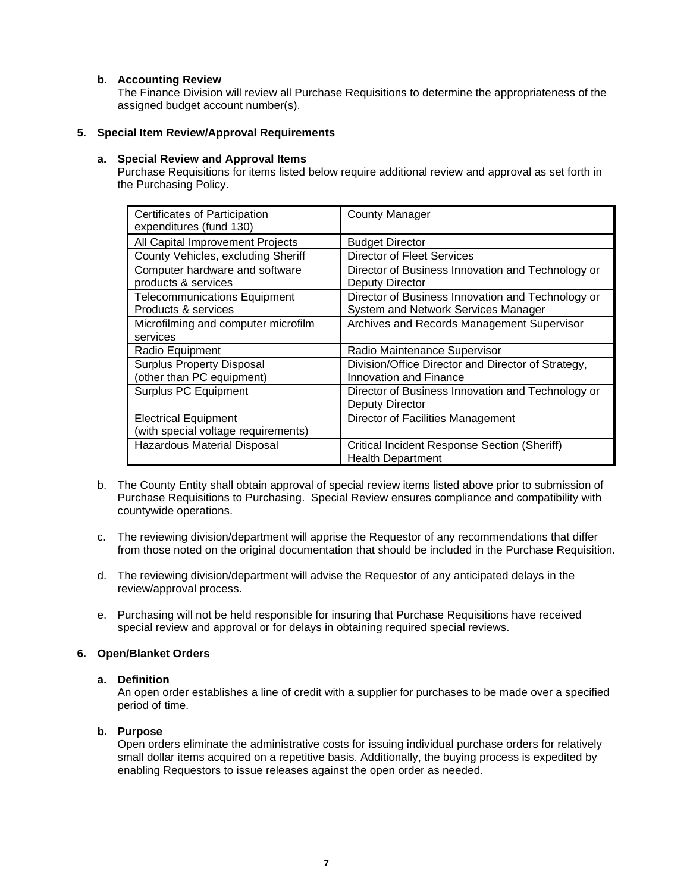**b. Accounting Review**

The Finance Division will review all Purchase Requisitions to determine the appropriateness of the assigned budget account number(s).

**5. Special Item Review/Approval Requirements**

**a. Special Review and Approval Items**

Purchase Requisitions for items listed below require additional review and approval as set forth in the Purchasing Policy.

| | |
|---|---|
| Certificates of Participation expenditures (fund 130) | County Manager |
| All Capital Improvement Projects | Budget Director |
| County Vehicles, excluding Sheriff | Director of Fleet Services |
| Computer hardware and software products & services | Director of Business Innovation and Technology or Deputy Director |
| Telecommunications Equipment Products & services | Director of Business Innovation and Technology or System and Network Services Manager |
| Microfilming and computer microfilm services | Archives and Records Management Supervisor |
| Radio Equipment | Radio Maintenance Supervisor |
| Surplus Property Disposal (other than PC equipment) | Division/Office Director and Director of Strategy, Innovation and Finance |
| Surplus PC Equipment | Director of Business Innovation and Technology or Deputy Director |
| Electrical Equipment (with special voltage requirements) | Director of Facilities Management |
| Hazardous Material Disposal | Critical Incident Response Section (Sheriff) Health Department |

b. The County Entity shall obtain approval of special review items listed above prior to submission of Purchase Requisitions to Purchasing. Special Review ensures compliance and compatibility with countywide operations.

c. The reviewing division/department will apprise the Requestor of any recommendations that differ from those noted on the original documentation that should be included in the Purchase Requisition.

d. The reviewing division/department will advise the Requestor of any anticipated delays in the review/approval process.

e. Purchasing will not be held responsible for insuring that Purchase Requisitions have received special review and approval or for delays in obtaining required special reviews.

**6. Open/Blanket Orders**

**a. Definition**

An open order establishes a line of credit with a supplier for purchases to be made over a specified period of time.

**b. Purpose**

Open orders eliminate the administrative costs for issuing individual purchase orders for relatively small dollar items acquired on a repetitive basis. Additionally, the buying process is expedited by enabling Requestors to issue releases against the open order as needed.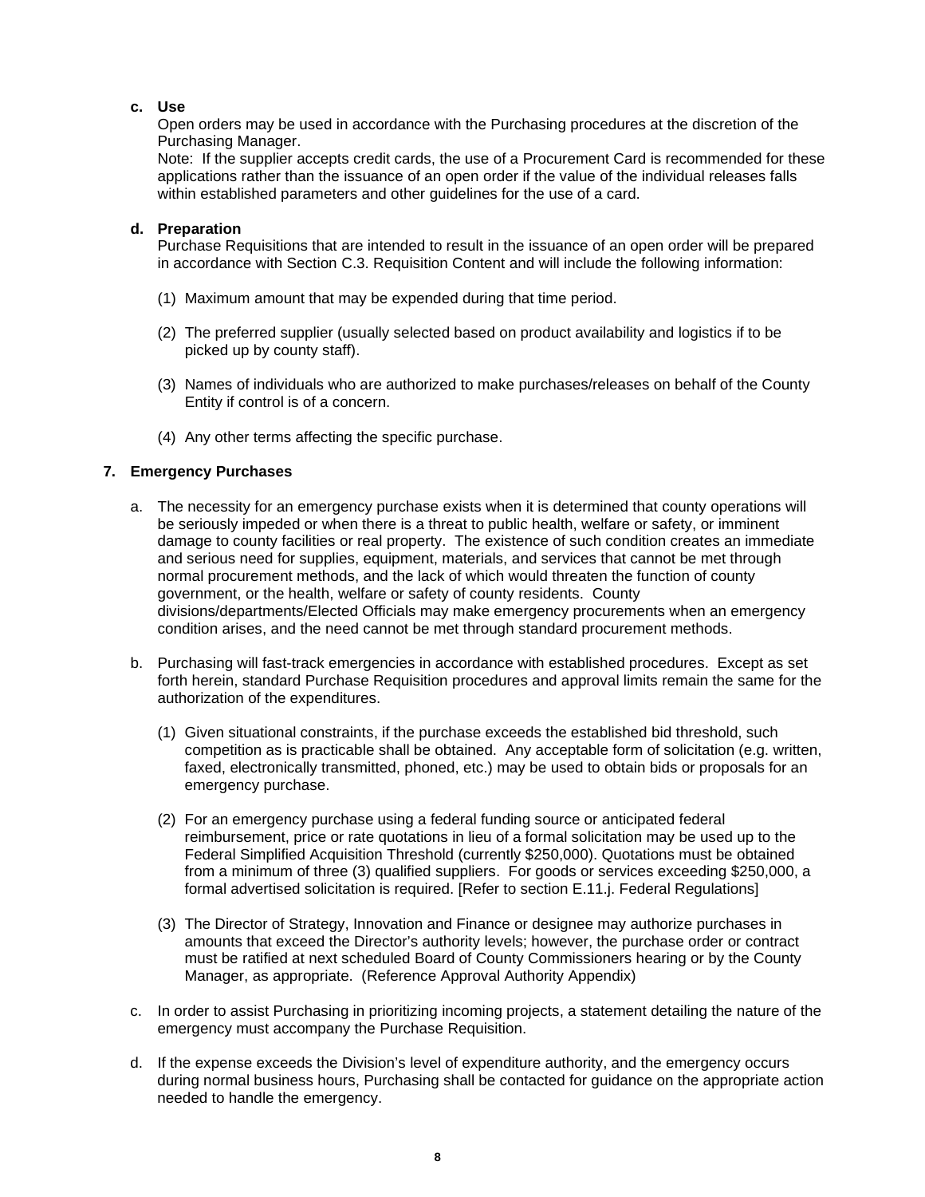**c. Use**

Open orders may be used in accordance with the Purchasing procedures at the discretion of the Purchasing Manager.

Note: If the supplier accepts credit cards, the use of a Procurement Card is recommended for these applications rather than the issuance of an open order if the value of the individual releases falls within established parameters and other guidelines for the use of a card.

**d. Preparation**

Purchase Requisitions that are intended to result in the issuance of an open order will be prepared in accordance with Section C.3. Requisition Content and will include the following information:

(1) Maximum amount that may be expended during that time period.

(2) The preferred supplier (usually selected based on product availability and logistics if to be picked up by county staff).

(3) Names of individuals who are authorized to make purchases/releases on behalf of the County Entity if control is of a concern.

(4) Any other terms affecting the specific purchase.

### 7. Emergency Purchases

a. The necessity for an emergency purchase exists when it is determined that county operations will be seriously impeded or when there is a threat to public health, welfare or safety, or imminent damage to county facilities or real property. The existence of such condition creates an immediate and serious need for supplies, equipment, materials, and services that cannot be met through normal procurement methods, and the lack of which would threaten the function of county government, or the health, welfare or safety of county residents. County divisions/departments/Elected Officials may make emergency procurements when an emergency condition arises, and the need cannot be met through standard procurement methods.

b. Purchasing will fast-track emergencies in accordance with established procedures. Except as set forth herein, standard Purchase Requisition procedures and approval limits remain the same for the authorization of the expenditures.

(1) Given situational constraints, if the purchase exceeds the established bid threshold, such competition as is practicable shall be obtained. Any acceptable form of solicitation (e.g. written, faxed, electronically transmitted, phoned, etc.) may be used to obtain bids or proposals for an emergency purchase.

(2) For an emergency purchase using a federal funding source or anticipated federal reimbursement, price or rate quotations in lieu of a formal solicitation may be used up to the Federal Simplified Acquisition Threshold (currently $250,000). Quotations must be obtained from a minimum of three (3) qualified suppliers. For goods or services exceeding $250,000, a formal advertised solicitation is required. [Refer to section E.11.j. Federal Regulations]

(3) The Director of Strategy, Innovation and Finance or designee may authorize purchases in amounts that exceed the Director's authority levels; however, the purchase order or contract must be ratified at next scheduled Board of County Commissioners hearing or by the County Manager, as appropriate. (Reference Approval Authority Appendix)

c. In order to assist Purchasing in prioritizing incoming projects, a statement detailing the nature of the emergency must accompany the Purchase Requisition.

d. If the expense exceeds the Division's level of expenditure authority, and the emergency occurs during normal business hours, Purchasing shall be contacted for guidance on the appropriate action needed to handle the emergency.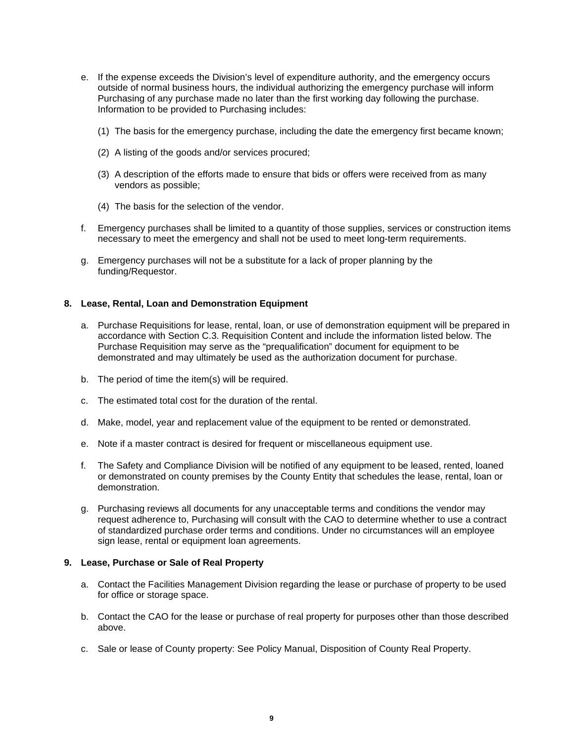e. If the expense exceeds the Division's level of expenditure authority, and the emergency occurs outside of normal business hours, the individual authorizing the emergency purchase will inform Purchasing of any purchase made no later than the first working day following the purchase. Information to be provided to Purchasing includes:

   (1) The basis for the emergency purchase, including the date the emergency first became known;

   (2) A listing of the goods and/or services procured;

   (3) A description of the efforts made to ensure that bids or offers were received from as many vendors as possible;

   (4) The basis for the selection of the vendor.

f. Emergency purchases shall be limited to a quantity of those supplies, services or construction items necessary to meet the emergency and shall not be used to meet long-term requirements.

g. Emergency purchases will not be a substitute for a lack of proper planning by the funding/Requestor.

**8. Lease, Rental, Loan and Demonstration Equipment**

a. Purchase Requisitions for lease, rental, loan, or use of demonstration equipment will be prepared in accordance with Section C.3. Requisition Content and include the information listed below. The Purchase Requisition may serve as the "prequalification" document for equipment to be demonstrated and may ultimately be used as the authorization document for purchase.

b. The period of time the item(s) will be required.

c. The estimated total cost for the duration of the rental.

d. Make, model, year and replacement value of the equipment to be rented or demonstrated.

e. Note if a master contract is desired for frequent or miscellaneous equipment use.

f. The Safety and Compliance Division will be notified of any equipment to be leased, rented, loaned or demonstrated on county premises by the County Entity that schedules the lease, rental, loan or demonstration.

g. Purchasing reviews all documents for any unacceptable terms and conditions the vendor may request adherence to, Purchasing will consult with the CAO to determine whether to use a contract of standardized purchase order terms and conditions. Under no circumstances will an employee sign lease, rental or equipment loan agreements.

**9. Lease, Purchase or Sale of Real Property**

a. Contact the Facilities Management Division regarding the lease or purchase of property to be used for office or storage space.

b. Contact the CAO for the lease or purchase of real property for purposes other than those described above.

c. Sale or lease of County property: See Policy Manual, Disposition of County Real Property.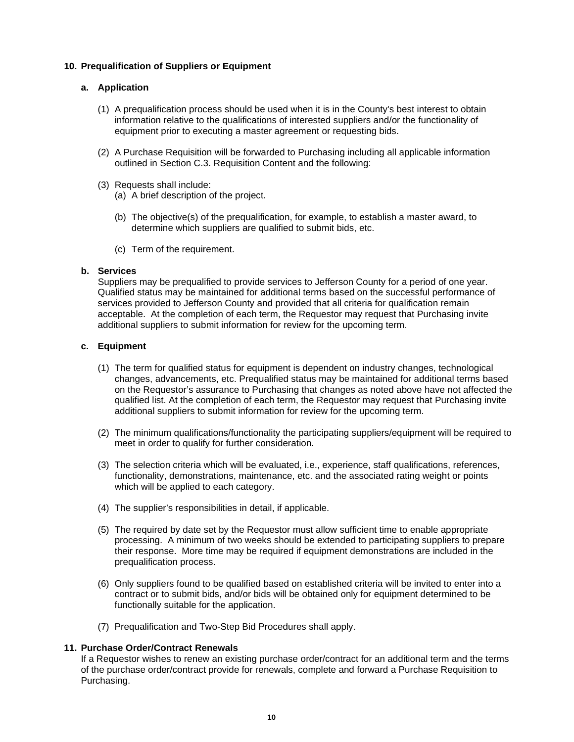## 10. Prequalification of Suppliers or Equipment

### a. Application

(1) A prequalification process should be used when it is in the County's best interest to obtain information relative to the qualifications of interested suppliers and/or the functionality of equipment prior to executing a master agreement or requesting bids.

(2) A Purchase Requisition will be forwarded to Purchasing including all applicable information outlined in Section C.3. Requisition Content and the following:

(3) Requests shall include:

(a) A brief description of the project.

(b) The objective(s) of the prequalification, for example, to establish a master award, to determine which suppliers are qualified to submit bids, etc.

(c) Term of the requirement.

### b. Services

Suppliers may be prequalified to provide services to Jefferson County for a period of one year. Qualified status may be maintained for additional terms based on the successful performance of services provided to Jefferson County and provided that all criteria for qualification remain acceptable. At the completion of each term, the Requestor may request that Purchasing invite additional suppliers to submit information for review for the upcoming term.

### c. Equipment

(1) The term for qualified status for equipment is dependent on industry changes, technological changes, advancements, etc. Prequalified status may be maintained for additional terms based on the Requestor's assurance to Purchasing that changes as noted above have not affected the qualified list. At the completion of each term, the Requestor may request that Purchasing invite additional suppliers to submit information for review for the upcoming term.

(2) The minimum qualifications/functionality the participating suppliers/equipment will be required to meet in order to qualify for further consideration.

(3) The selection criteria which will be evaluated, i.e., experience, staff qualifications, references, functionality, demonstrations, maintenance, etc. and the associated rating weight or points which will be applied to each category.

(4) The supplier's responsibilities in detail, if applicable.

(5) The required by date set by the Requestor must allow sufficient time to enable appropriate processing. A minimum of two weeks should be extended to participating suppliers to prepare their response. More time may be required if equipment demonstrations are included in the prequalification process.

(6) Only suppliers found to be qualified based on established criteria will be invited to enter into a contract or to submit bids, and/or bids will be obtained only for equipment determined to be functionally suitable for the application.

(7) Prequalification and Two-Step Bid Procedures shall apply.

## 11. Purchase Order/Contract Renewals

If a Requestor wishes to renew an existing purchase order/contract for an additional term and the terms of the purchase order/contract provide for renewals, complete and forward a Purchase Requisition to Purchasing.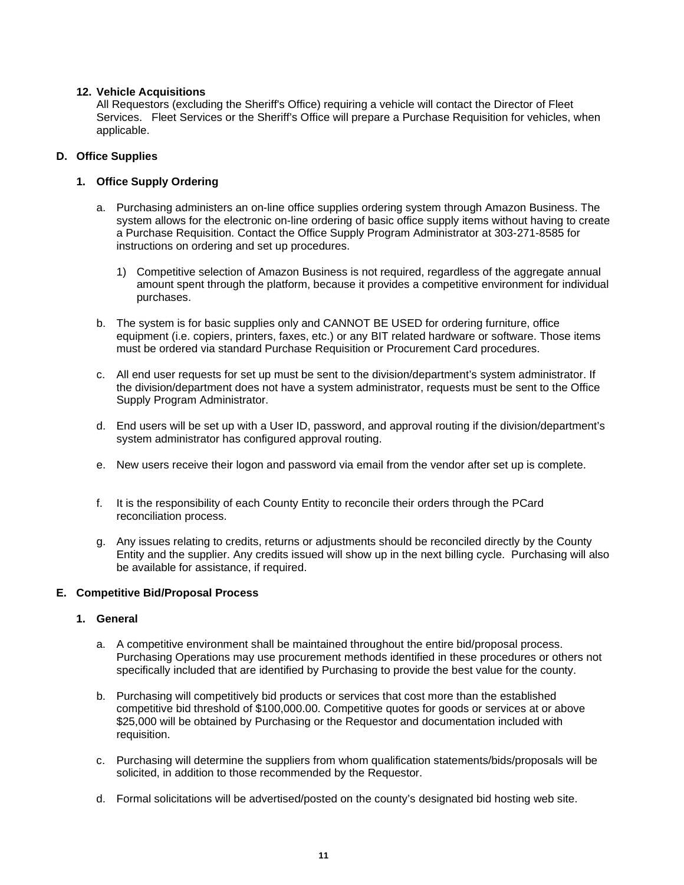**12. Vehicle Acquisitions**

All Requestors (excluding the Sheriff's Office) requiring a vehicle will contact the Director of Fleet Services. Fleet Services or the Sheriff's Office will prepare a Purchase Requisition for vehicles, when applicable.

## D. Office Supplies

### 1. Office Supply Ordering

a. Purchasing administers an on-line office supplies ordering system through Amazon Business. The system allows for the electronic on-line ordering of basic office supply items without having to create a Purchase Requisition. Contact the Office Supply Program Administrator at 303-271-8585 for instructions on ordering and set up procedures.

   1) Competitive selection of Amazon Business is not required, regardless of the aggregate annual amount spent through the platform, because it provides a competitive environment for individual purchases.

b. The system is for basic supplies only and CANNOT BE USED for ordering furniture, office equipment (i.e. copiers, printers, faxes, etc.) or any BIT related hardware or software. Those items must be ordered via standard Purchase Requisition or Procurement Card procedures.

c. All end user requests for set up must be sent to the division/department's system administrator. If the division/department does not have a system administrator, requests must be sent to the Office Supply Program Administrator.

d. End users will be set up with a User ID, password, and approval routing if the division/department's system administrator has configured approval routing.

e. New users receive their logon and password via email from the vendor after set up is complete.

f. It is the responsibility of each County Entity to reconcile their orders through the PCard reconciliation process.

g. Any issues relating to credits, returns or adjustments should be reconciled directly by the County Entity and the supplier. Any credits issued will show up in the next billing cycle. Purchasing will also be available for assistance, if required.

## E. Competitive Bid/Proposal Process

### 1. General

a. A competitive environment shall be maintained throughout the entire bid/proposal process. Purchasing Operations may use procurement methods identified in these procedures or others not specifically included that are identified by Purchasing to provide the best value for the county.

b. Purchasing will competitively bid products or services that cost more than the established competitive bid threshold of $100,000.00. Competitive quotes for goods or services at or above $25,000 will be obtained by Purchasing or the Requestor and documentation included with requisition.

c. Purchasing will determine the suppliers from whom qualification statements/bids/proposals will be solicited, in addition to those recommended by the Requestor.

d. Formal solicitations will be advertised/posted on the county's designated bid hosting web site.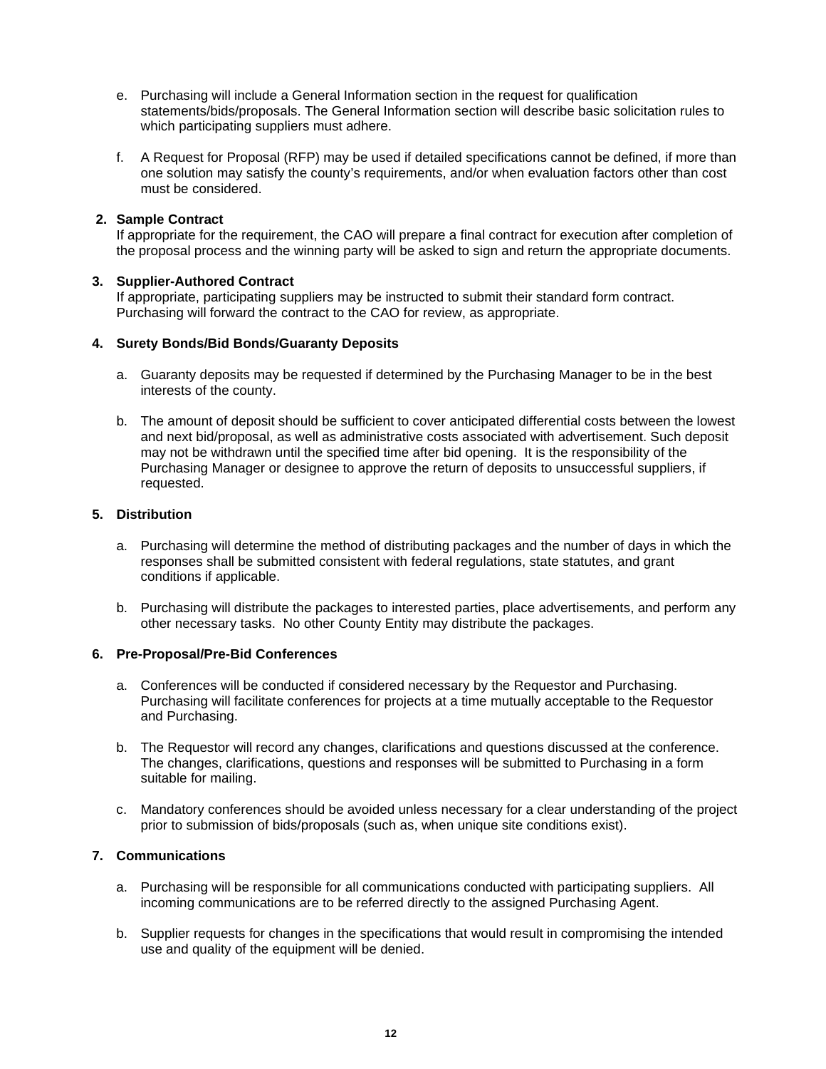e. Purchasing will include a General Information section in the request for qualification statements/bids/proposals. The General Information section will describe basic solicitation rules to which participating suppliers must adhere.

f. A Request for Proposal (RFP) may be used if detailed specifications cannot be defined, if more than one solution may satisfy the county's requirements, and/or when evaluation factors other than cost must be considered.

**2. Sample Contract**

If appropriate for the requirement, the CAO will prepare a final contract for execution after completion of the proposal process and the winning party will be asked to sign and return the appropriate documents.

**3. Supplier-Authored Contract**

If appropriate, participating suppliers may be instructed to submit their standard form contract. Purchasing will forward the contract to the CAO for review, as appropriate.

**4. Surety Bonds/Bid Bonds/Guaranty Deposits**

a. Guaranty deposits may be requested if determined by the Purchasing Manager to be in the best interests of the county.

b. The amount of deposit should be sufficient to cover anticipated differential costs between the lowest and next bid/proposal, as well as administrative costs associated with advertisement. Such deposit may not be withdrawn until the specified time after bid opening. It is the responsibility of the Purchasing Manager or designee to approve the return of deposits to unsuccessful suppliers, if requested.

**5. Distribution**

a. Purchasing will determine the method of distributing packages and the number of days in which the responses shall be submitted consistent with federal regulations, state statutes, and grant conditions if applicable.

b. Purchasing will distribute the packages to interested parties, place advertisements, and perform any other necessary tasks. No other County Entity may distribute the packages.

**6. Pre-Proposal/Pre-Bid Conferences**

a. Conferences will be conducted if considered necessary by the Requestor and Purchasing. Purchasing will facilitate conferences for projects at a time mutually acceptable to the Requestor and Purchasing.

b. The Requestor will record any changes, clarifications and questions discussed at the conference. The changes, clarifications, questions and responses will be submitted to Purchasing in a form suitable for mailing.

c. Mandatory conferences should be avoided unless necessary for a clear understanding of the project prior to submission of bids/proposals (such as, when unique site conditions exist).

**7. Communications**

a. Purchasing will be responsible for all communications conducted with participating suppliers. All incoming communications are to be referred directly to the assigned Purchasing Agent.

b. Supplier requests for changes in the specifications that would result in compromising the intended use and quality of the equipment will be denied.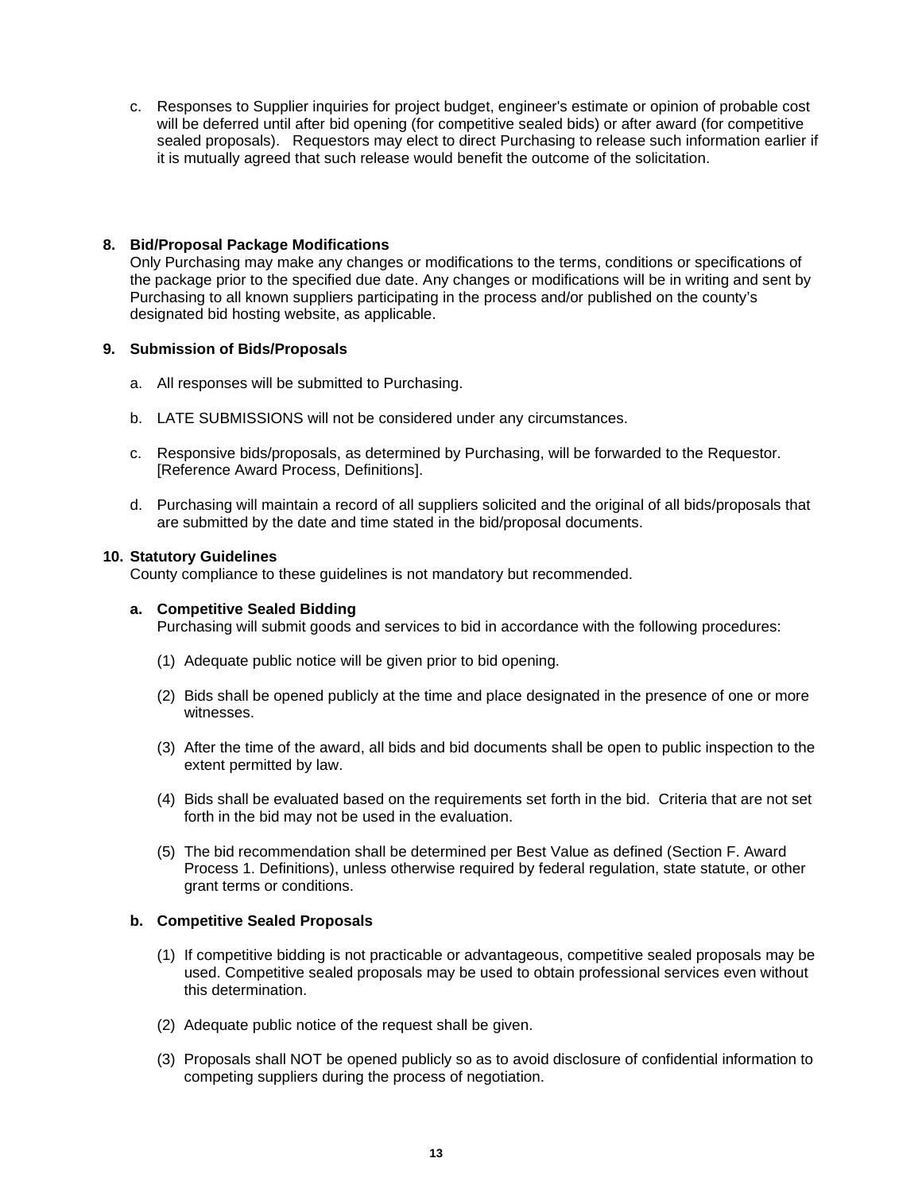c. Responses to Supplier inquiries for project budget, engineer's estimate or opinion of probable cost will be deferred until after bid opening (for competitive sealed bids) or after award (for competitive sealed proposals). Requestors may elect to direct Purchasing to release such information earlier if it is mutually agreed that such release would benefit the outcome of the solicitation.

**8. Bid/Proposal Package Modifications**

Only Purchasing may make any changes or modifications to the terms, conditions or specifications of the package prior to the specified due date. Any changes or modifications will be in writing and sent by Purchasing to all known suppliers participating in the process and/or published on the county's designated bid hosting website, as applicable.

**9. Submission of Bids/Proposals**

a. All responses will be submitted to Purchasing.

b. LATE SUBMISSIONS will not be considered under any circumstances.

c. Responsive bids/proposals, as determined by Purchasing, will be forwarded to the Requestor. [Reference Award Process, Definitions].

d. Purchasing will maintain a record of all suppliers solicited and the original of all bids/proposals that are submitted by the date and time stated in the bid/proposal documents.

**10. Statutory Guidelines**

County compliance to these guidelines is not mandatory but recommended.

**a. Competitive Sealed Bidding**

Purchasing will submit goods and services to bid in accordance with the following procedures:

(1) Adequate public notice will be given prior to bid opening.

(2) Bids shall be opened publicly at the time and place designated in the presence of one or more witnesses.

(3) After the time of the award, all bids and bid documents shall be open to public inspection to the extent permitted by law.

(4) Bids shall be evaluated based on the requirements set forth in the bid. Criteria that are not set forth in the bid may not be used in the evaluation.

(5) The bid recommendation shall be determined per Best Value as defined (Section F. Award Process 1. Definitions), unless otherwise required by federal regulation, state statute, or other grant terms or conditions.

**b. Competitive Sealed Proposals**

(1) If competitive bidding is not practicable or advantageous, competitive sealed proposals may be used. Competitive sealed proposals may be used to obtain professional services even without this determination.

(2) Adequate public notice of the request shall be given.

(3) Proposals shall NOT be opened publicly so as to avoid disclosure of confidential information to competing suppliers during the process of negotiation.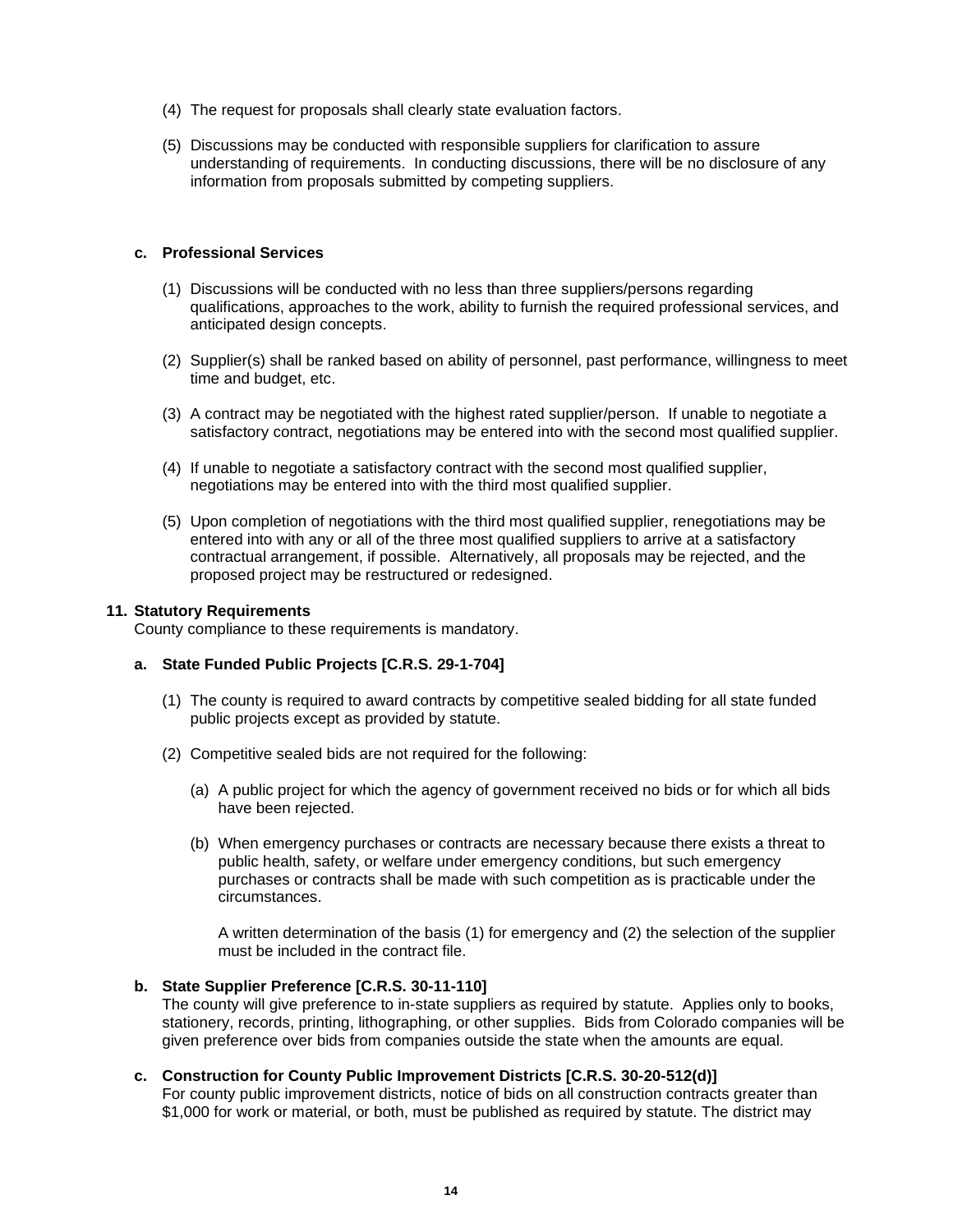(4) The request for proposals shall clearly state evaluation factors.

(5) Discussions may be conducted with responsible suppliers for clarification to assure understanding of requirements. In conducting discussions, there will be no disclosure of any information from proposals submitted by competing suppliers.

**c. Professional Services**

(1) Discussions will be conducted with no less than three suppliers/persons regarding qualifications, approaches to the work, ability to furnish the required professional services, and anticipated design concepts.

(2) Supplier(s) shall be ranked based on ability of personnel, past performance, willingness to meet time and budget, etc.

(3) A contract may be negotiated with the highest rated supplier/person. If unable to negotiate a satisfactory contract, negotiations may be entered into with the second most qualified supplier.

(4) If unable to negotiate a satisfactory contract with the second most qualified supplier, negotiations may be entered into with the third most qualified supplier.

(5) Upon completion of negotiations with the third most qualified supplier, renegotiations may be entered into with any or all of the three most qualified suppliers to arrive at a satisfactory contractual arrangement, if possible. Alternatively, all proposals may be rejected, and the proposed project may be restructured or redesigned.

**11. Statutory Requirements**

County compliance to these requirements is mandatory.

**a. State Funded Public Projects [C.R.S. 29-1-704]**

(1) The county is required to award contracts by competitive sealed bidding for all state funded public projects except as provided by statute.

(2) Competitive sealed bids are not required for the following:

(a) A public project for which the agency of government received no bids or for which all bids have been rejected.

(b) When emergency purchases or contracts are necessary because there exists a threat to public health, safety, or welfare under emergency conditions, but such emergency purchases or contracts shall be made with such competition as is practicable under the circumstances.

A written determination of the basis (1) for emergency and (2) the selection of the supplier must be included in the contract file.

**b. State Supplier Preference [C.R.S. 30-11-110]**

The county will give preference to in-state suppliers as required by statute. Applies only to books, stationery, records, printing, lithographing, or other supplies. Bids from Colorado companies will be given preference over bids from companies outside the state when the amounts are equal.

**c. Construction for County Public Improvement Districts [C.R.S. 30-20-512(d)]**

For county public improvement districts, notice of bids on all construction contracts greater than $1,000 for work or material, or both, must be published as required by statute. The district may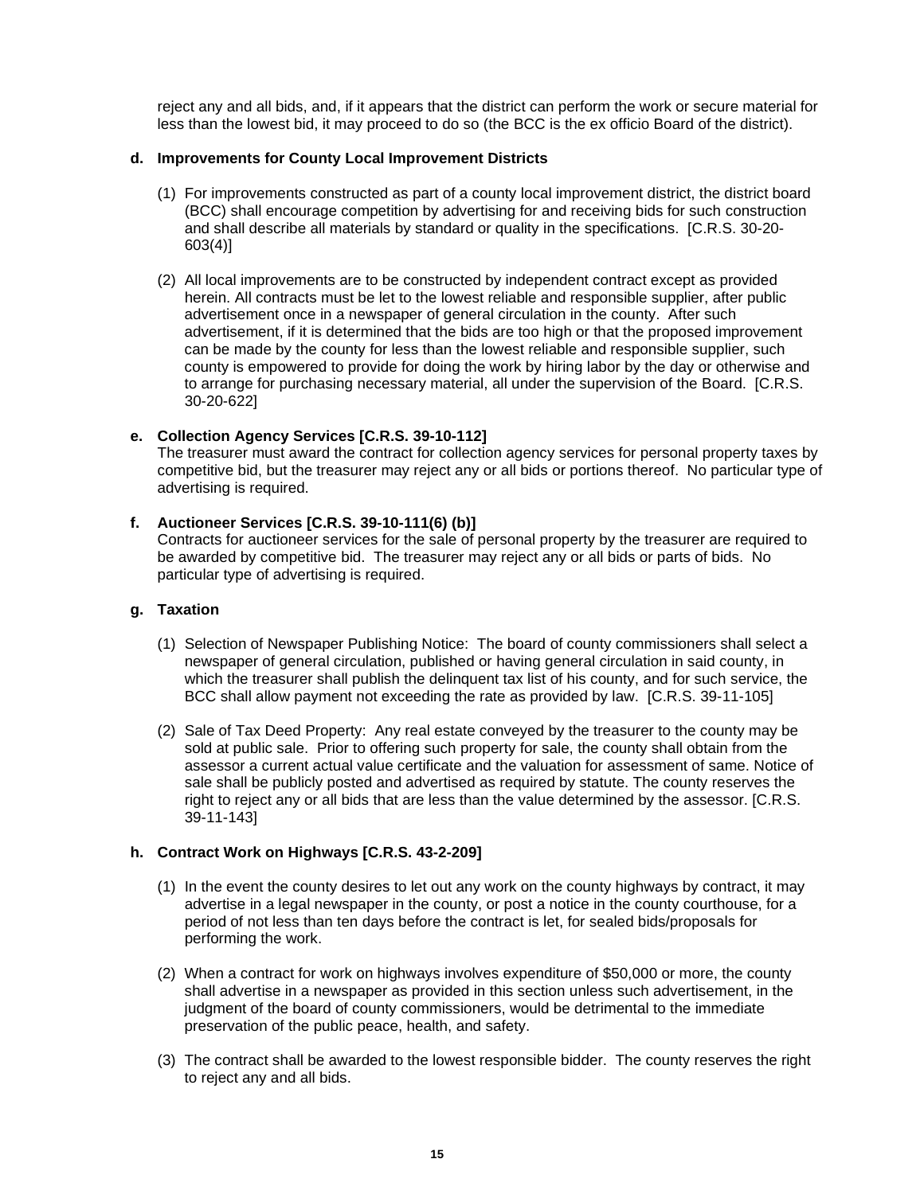reject any and all bids, and, if it appears that the district can perform the work or secure material for less than the lowest bid, it may proceed to do so (the BCC is the ex officio Board of the district).

**d. Improvements for County Local Improvement Districts**

(1) For improvements constructed as part of a county local improvement district, the district board (BCC) shall encourage competition by advertising for and receiving bids for such construction and shall describe all materials by standard or quality in the specifications. [C.R.S. 30-20-603(4)]

(2) All local improvements are to be constructed by independent contract except as provided herein. All contracts must be let to the lowest reliable and responsible supplier, after public advertisement once in a newspaper of general circulation in the county. After such advertisement, if it is determined that the bids are too high or that the proposed improvement can be made by the county for less than the lowest reliable and responsible supplier, such county is empowered to provide for doing the work by hiring labor by the day or otherwise and to arrange for purchasing necessary material, all under the supervision of the Board. [C.R.S. 30-20-622]

**e. Collection Agency Services [C.R.S. 39-10-112]**

The treasurer must award the contract for collection agency services for personal property taxes by competitive bid, but the treasurer may reject any or all bids or portions thereof. No particular type of advertising is required.

**f. Auctioneer Services [C.R.S. 39-10-111(6) (b)]**

Contracts for auctioneer services for the sale of personal property by the treasurer are required to be awarded by competitive bid. The treasurer may reject any or all bids or parts of bids. No particular type of advertising is required.

**g. Taxation**

(1) Selection of Newspaper Publishing Notice: The board of county commissioners shall select a newspaper of general circulation, published or having general circulation in said county, in which the treasurer shall publish the delinquent tax list of his county, and for such service, the BCC shall allow payment not exceeding the rate as provided by law. [C.R.S. 39-11-105]

(2) Sale of Tax Deed Property: Any real estate conveyed by the treasurer to the county may be sold at public sale. Prior to offering such property for sale, the county shall obtain from the assessor a current actual value certificate and the valuation for assessment of same. Notice of sale shall be publicly posted and advertised as required by statute. The county reserves the right to reject any or all bids that are less than the value determined by the assessor. [C.R.S. 39-11-143]

**h. Contract Work on Highways [C.R.S. 43-2-209]**

(1) In the event the county desires to let out any work on the county highways by contract, it may advertise in a legal newspaper in the county, or post a notice in the county courthouse, for a period of not less than ten days before the contract is let, for sealed bids/proposals for performing the work.

(2) When a contract for work on highways involves expenditure of $50,000 or more, the county shall advertise in a newspaper as provided in this section unless such advertisement, in the judgment of the board of county commissioners, would be detrimental to the immediate preservation of the public peace, health, and safety.

(3) The contract shall be awarded to the lowest responsible bidder. The county reserves the right to reject any and all bids.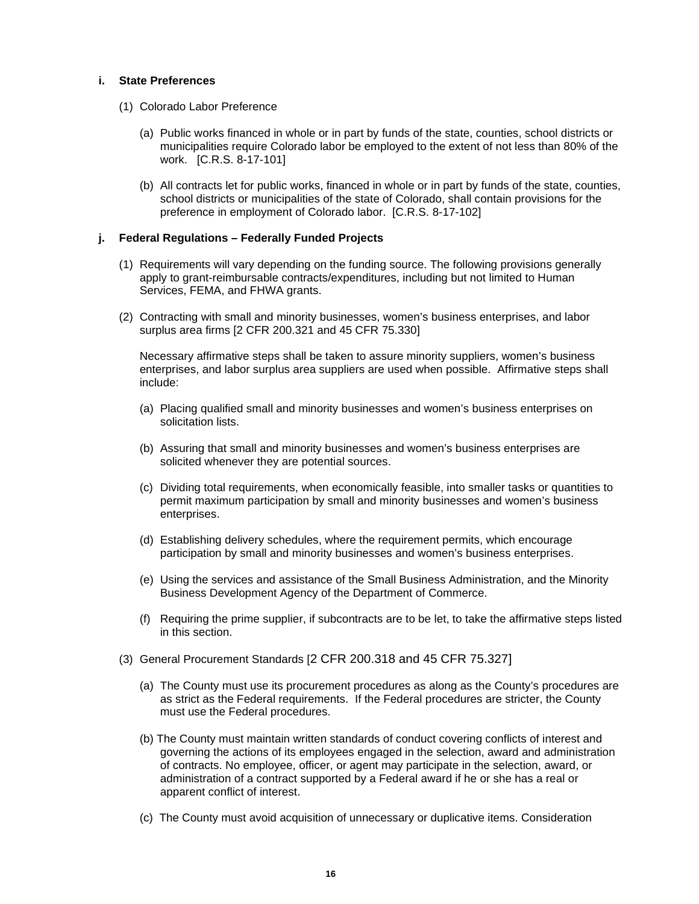**i. State Preferences**

(1) Colorado Labor Preference

(a) Public works financed in whole or in part by funds of the state, counties, school districts or municipalities require Colorado labor be employed to the extent of not less than 80% of the work. [C.R.S. 8-17-101]

(b) All contracts let for public works, financed in whole or in part by funds of the state, counties, school districts or municipalities of the state of Colorado, shall contain provisions for the preference in employment of Colorado labor. [C.R.S. 8-17-102]

**j. Federal Regulations – Federally Funded Projects**

(1) Requirements will vary depending on the funding source. The following provisions generally apply to grant-reimbursable contracts/expenditures, including but not limited to Human Services, FEMA, and FHWA grants.

(2) Contracting with small and minority businesses, women's business enterprises, and labor surplus area firms [2 CFR 200.321 and 45 CFR 75.330]

Necessary affirmative steps shall be taken to assure minority suppliers, women's business enterprises, and labor surplus area suppliers are used when possible. Affirmative steps shall include:

(a) Placing qualified small and minority businesses and women's business enterprises on solicitation lists.

(b) Assuring that small and minority businesses and women's business enterprises are solicited whenever they are potential sources.

(c) Dividing total requirements, when economically feasible, into smaller tasks or quantities to permit maximum participation by small and minority businesses and women's business enterprises.

(d) Establishing delivery schedules, where the requirement permits, which encourage participation by small and minority businesses and women's business enterprises.

(e) Using the services and assistance of the Small Business Administration, and the Minority Business Development Agency of the Department of Commerce.

(f) Requiring the prime supplier, if subcontracts are to be let, to take the affirmative steps listed in this section.

(3) General Procurement Standards [2 CFR 200.318 and 45 CFR 75.327]

(a) The County must use its procurement procedures as along as the County's procedures are as strict as the Federal requirements. If the Federal procedures are stricter, the County must use the Federal procedures.

(b) The County must maintain written standards of conduct covering conflicts of interest and governing the actions of its employees engaged in the selection, award and administration of contracts. No employee, officer, or agent may participate in the selection, award, or administration of a contract supported by a Federal award if he or she has a real or apparent conflict of interest.

(c) The County must avoid acquisition of unnecessary or duplicative items. Consideration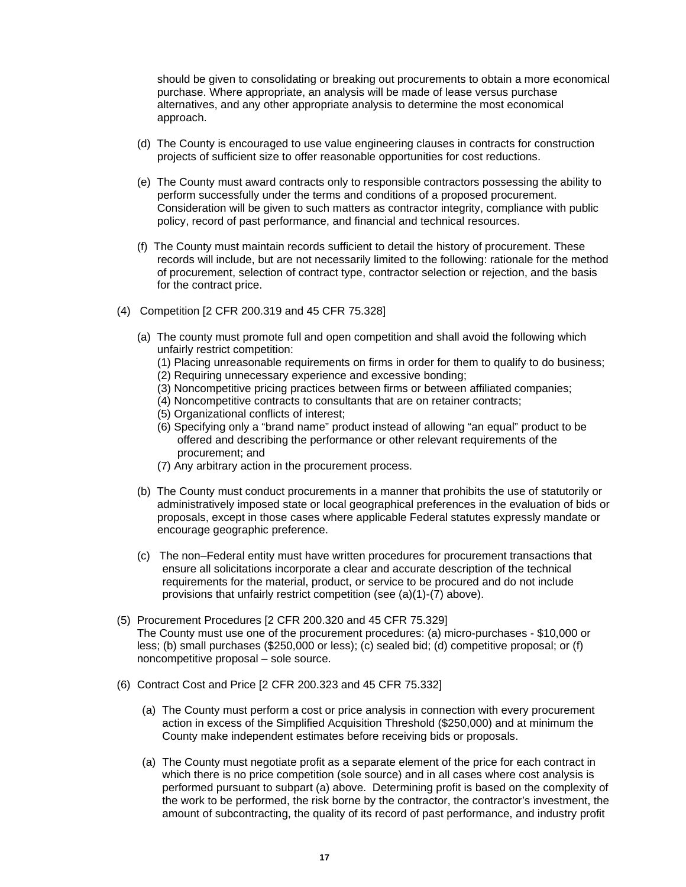should be given to consolidating or breaking out procurements to obtain a more economical purchase. Where appropriate, an analysis will be made of lease versus purchase alternatives, and any other appropriate analysis to determine the most economical approach.

(d) The County is encouraged to use value engineering clauses in contracts for construction projects of sufficient size to offer reasonable opportunities for cost reductions.

(e) The County must award contracts only to responsible contractors possessing the ability to perform successfully under the terms and conditions of a proposed procurement. Consideration will be given to such matters as contractor integrity, compliance with public policy, record of past performance, and financial and technical resources.

(f) The County must maintain records sufficient to detail the history of procurement. These records will include, but are not necessarily limited to the following: rationale for the method of procurement, selection of contract type, contractor selection or rejection, and the basis for the contract price.

(4) Competition [2 CFR 200.319 and 45 CFR 75.328]

(a) The county must promote full and open competition and shall avoid the following which unfairly restrict competition:
(1) Placing unreasonable requirements on firms in order for them to qualify to do business;
(2) Requiring unnecessary experience and excessive bonding;
(3) Noncompetitive pricing practices between firms or between affiliated companies;
(4) Noncompetitive contracts to consultants that are on retainer contracts;
(5) Organizational conflicts of interest;
(6) Specifying only a "brand name" product instead of allowing "an equal" product to be offered and describing the performance or other relevant requirements of the procurement; and
(7) Any arbitrary action in the procurement process.

(b) The County must conduct procurements in a manner that prohibits the use of statutorily or administratively imposed state or local geographical preferences in the evaluation of bids or proposals, except in those cases where applicable Federal statutes expressly mandate or encourage geographic preference.

(c) The non–Federal entity must have written procedures for procurement transactions that ensure all solicitations incorporate a clear and accurate description of the technical requirements for the material, product, or service to be procured and do not include provisions that unfairly restrict competition (see (a)(1)-(7) above).

(5) Procurement Procedures [2 CFR 200.320 and 45 CFR 75.329]
The County must use one of the procurement procedures: (a) micro-purchases - $10,000 or less; (b) small purchases ($250,000 or less); (c) sealed bid; (d) competitive proposal; or (f) noncompetitive proposal – sole source.

(6) Contract Cost and Price [2 CFR 200.323 and 45 CFR 75.332]

(a) The County must perform a cost or price analysis in connection with every procurement action in excess of the Simplified Acquisition Threshold ($250,000) and at minimum the County make independent estimates before receiving bids or proposals.

(a) The County must negotiate profit as a separate element of the price for each contract in which there is no price competition (sole source) and in all cases where cost analysis is performed pursuant to subpart (a) above. Determining profit is based on the complexity of the work to be performed, the risk borne by the contractor, the contractor's investment, the amount of subcontracting, the quality of its record of past performance, and industry profit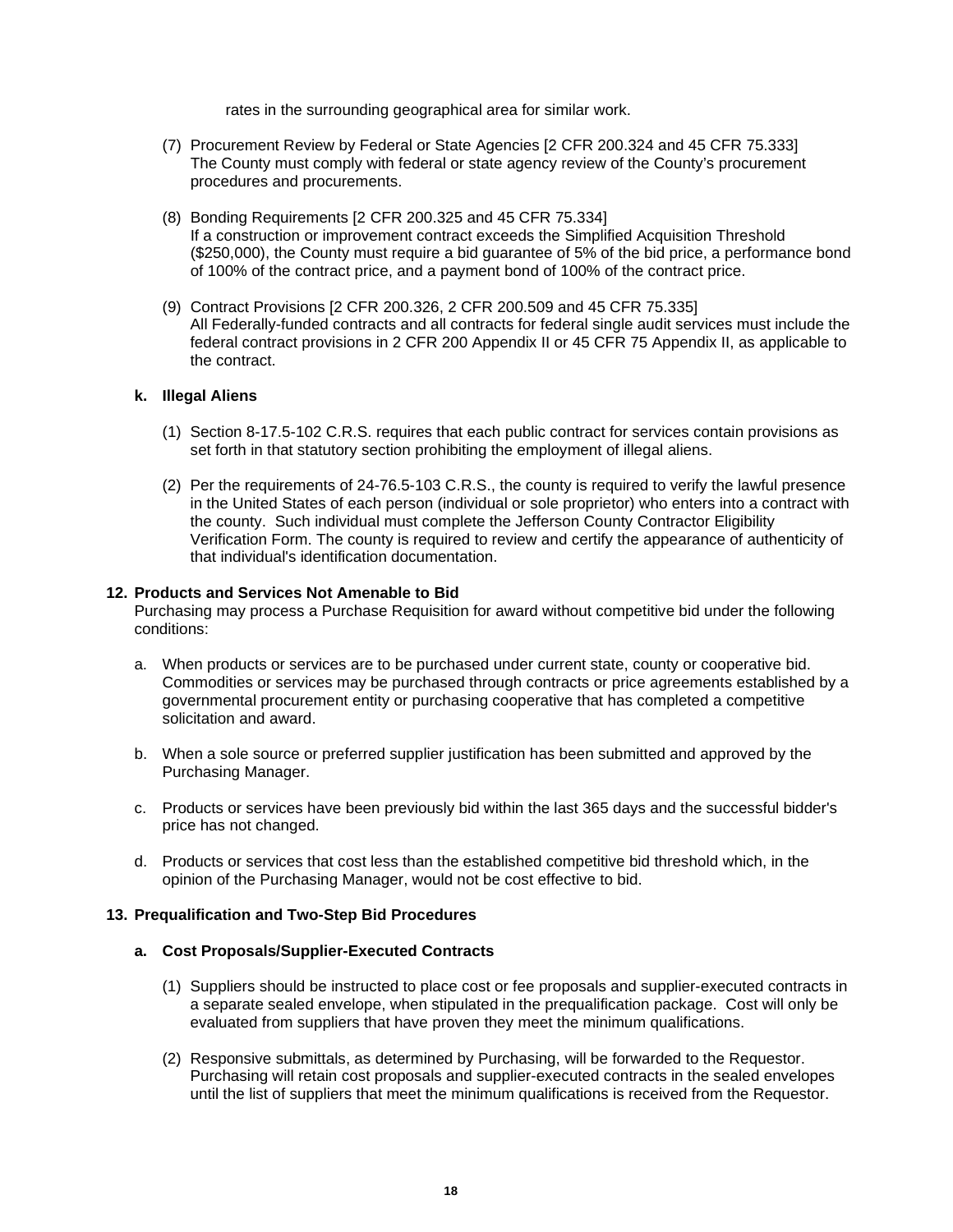rates in the surrounding geographical area for similar work.

(7) Procurement Review by Federal or State Agencies [2 CFR 200.324 and 45 CFR 75.333]
The County must comply with federal or state agency review of the County's procurement procedures and procurements.

(8) Bonding Requirements [2 CFR 200.325 and 45 CFR 75.334]
If a construction or improvement contract exceeds the Simplified Acquisition Threshold ($250,000), the County must require a bid guarantee of 5% of the bid price, a performance bond of 100% of the contract price, and a payment bond of 100% of the contract price.

(9) Contract Provisions [2 CFR 200.326, 2 CFR 200.509 and 45 CFR 75.335]
All Federally-funded contracts and all contracts for federal single audit services must include the federal contract provisions in 2 CFR 200 Appendix II or 45 CFR 75 Appendix II, as applicable to the contract.

#### k. Illegal Aliens

(1) Section 8-17.5-102 C.R.S. requires that each public contract for services contain provisions as set forth in that statutory section prohibiting the employment of illegal aliens.

(2) Per the requirements of 24-76.5-103 C.R.S., the county is required to verify the lawful presence in the United States of each person (individual or sole proprietor) who enters into a contract with the county. Such individual must complete the Jefferson County Contractor Eligibility Verification Form. The county is required to review and certify the appearance of authenticity of that individual's identification documentation.

### 12. Products and Services Not Amenable to Bid

Purchasing may process a Purchase Requisition for award without competitive bid under the following conditions:

a. When products or services are to be purchased under current state, county or cooperative bid. Commodities or services may be purchased through contracts or price agreements established by a governmental procurement entity or purchasing cooperative that has completed a competitive solicitation and award.

b. When a sole source or preferred supplier justification has been submitted and approved by the Purchasing Manager.

c. Products or services have been previously bid within the last 365 days and the successful bidder's price has not changed.

d. Products or services that cost less than the established competitive bid threshold which, in the opinion of the Purchasing Manager, would not be cost effective to bid.

### 13. Prequalification and Two-Step Bid Procedures

#### a. Cost Proposals/Supplier-Executed Contracts

(1) Suppliers should be instructed to place cost or fee proposals and supplier-executed contracts in a separate sealed envelope, when stipulated in the prequalification package. Cost will only be evaluated from suppliers that have proven they meet the minimum qualifications.

(2) Responsive submittals, as determined by Purchasing, will be forwarded to the Requestor. Purchasing will retain cost proposals and supplier-executed contracts in the sealed envelopes until the list of suppliers that meet the minimum qualifications is received from the Requestor.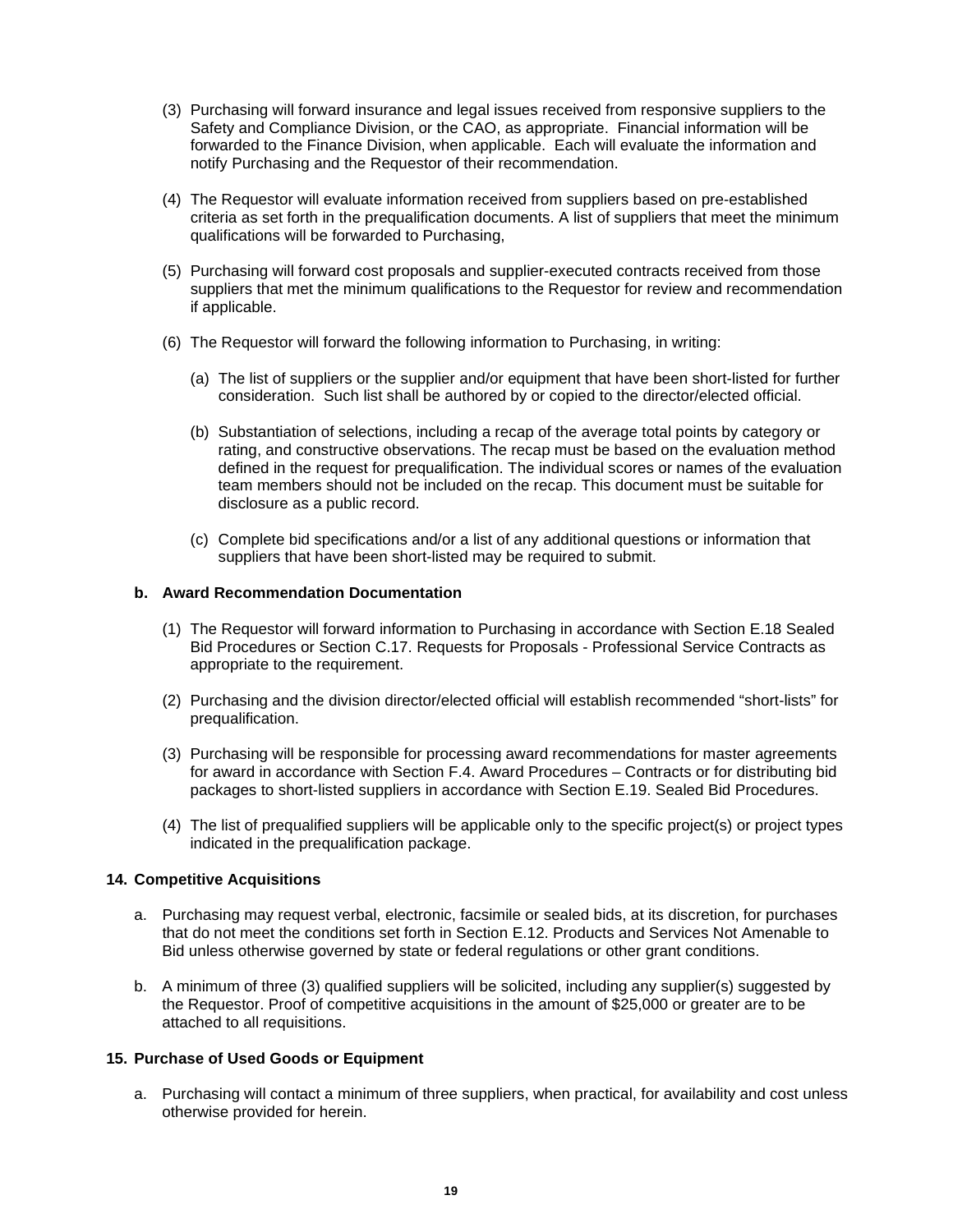(3) Purchasing will forward insurance and legal issues received from responsive suppliers to the Safety and Compliance Division, or the CAO, as appropriate. Financial information will be forwarded to the Finance Division, when applicable. Each will evaluate the information and notify Purchasing and the Requestor of their recommendation.

(4) The Requestor will evaluate information received from suppliers based on pre-established criteria as set forth in the prequalification documents. A list of suppliers that meet the minimum qualifications will be forwarded to Purchasing,

(5) Purchasing will forward cost proposals and supplier-executed contracts received from those suppliers that met the minimum qualifications to the Requestor for review and recommendation if applicable.

(6) The Requestor will forward the following information to Purchasing, in writing:

   (a) The list of suppliers or the supplier and/or equipment that have been short-listed for further consideration. Such list shall be authored by or copied to the director/elected official.

   (b) Substantiation of selections, including a recap of the average total points by category or rating, and constructive observations. The recap must be based on the evaluation method defined in the request for prequalification. The individual scores or names of the evaluation team members should not be included on the recap. This document must be suitable for disclosure as a public record.

   (c) Complete bid specifications and/or a list of any additional questions or information that suppliers that have been short-listed may be required to submit.

**b. Award Recommendation Documentation**

(1) The Requestor will forward information to Purchasing in accordance with Section E.18 Sealed Bid Procedures or Section C.17. Requests for Proposals - Professional Service Contracts as appropriate to the requirement.

(2) Purchasing and the division director/elected official will establish recommended "short-lists" for prequalification.

(3) Purchasing will be responsible for processing award recommendations for master agreements for award in accordance with Section F.4. Award Procedures – Contracts or for distributing bid packages to short-listed suppliers in accordance with Section E.19. Sealed Bid Procedures.

(4) The list of prequalified suppliers will be applicable only to the specific project(s) or project types indicated in the prequalification package.

**14. Competitive Acquisitions**

a. Purchasing may request verbal, electronic, facsimile or sealed bids, at its discretion, for purchases that do not meet the conditions set forth in Section E.12. Products and Services Not Amenable to Bid unless otherwise governed by state or federal regulations or other grant conditions.

b. A minimum of three (3) qualified suppliers will be solicited, including any supplier(s) suggested by the Requestor. Proof of competitive acquisitions in the amount of $25,000 or greater are to be attached to all requisitions.

**15. Purchase of Used Goods or Equipment**

a. Purchasing will contact a minimum of three suppliers, when practical, for availability and cost unless otherwise provided for herein.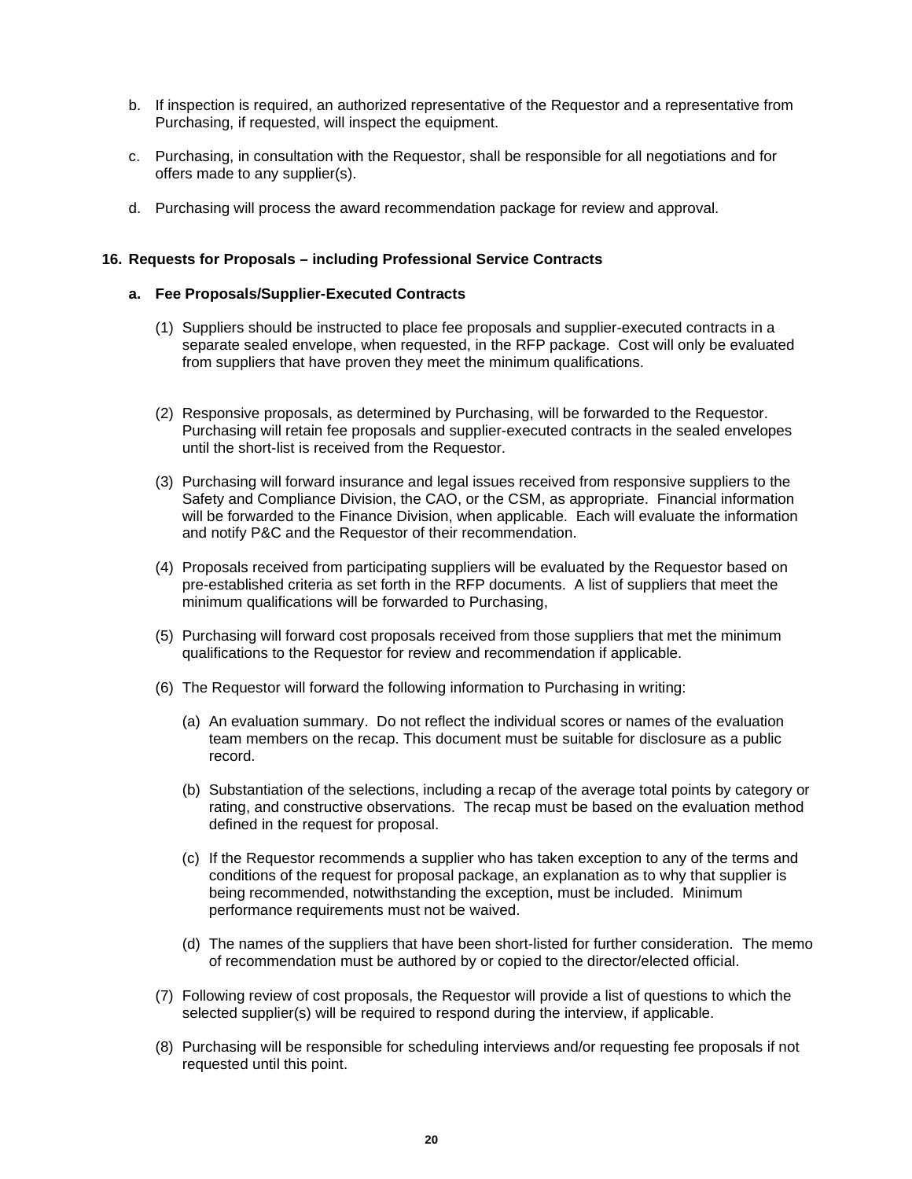b. If inspection is required, an authorized representative of the Requestor and a representative from Purchasing, if requested, will inspect the equipment.

c. Purchasing, in consultation with the Requestor, shall be responsible for all negotiations and for offers made to any supplier(s).

d. Purchasing will process the award recommendation package for review and approval.

### 16. Requests for Proposals – including Professional Service Contracts

#### a. Fee Proposals/Supplier-Executed Contracts

(1) Suppliers should be instructed to place fee proposals and supplier-executed contracts in a separate sealed envelope, when requested, in the RFP package. Cost will only be evaluated from suppliers that have proven they meet the minimum qualifications.

(2) Responsive proposals, as determined by Purchasing, will be forwarded to the Requestor. Purchasing will retain fee proposals and supplier-executed contracts in the sealed envelopes until the short-list is received from the Requestor.

(3) Purchasing will forward insurance and legal issues received from responsive suppliers to the Safety and Compliance Division, the CAO, or the CSM, as appropriate. Financial information will be forwarded to the Finance Division, when applicable. Each will evaluate the information and notify P&C and the Requestor of their recommendation.

(4) Proposals received from participating suppliers will be evaluated by the Requestor based on pre-established criteria as set forth in the RFP documents. A list of suppliers that meet the minimum qualifications will be forwarded to Purchasing,

(5) Purchasing will forward cost proposals received from those suppliers that met the minimum qualifications to the Requestor for review and recommendation if applicable.

(6) The Requestor will forward the following information to Purchasing in writing:

(a) An evaluation summary. Do not reflect the individual scores or names of the evaluation team members on the recap. This document must be suitable for disclosure as a public record.

(b) Substantiation of the selections, including a recap of the average total points by category or rating, and constructive observations. The recap must be based on the evaluation method defined in the request for proposal.

(c) If the Requestor recommends a supplier who has taken exception to any of the terms and conditions of the request for proposal package, an explanation as to why that supplier is being recommended, notwithstanding the exception, must be included. Minimum performance requirements must not be waived.

(d) The names of the suppliers that have been short-listed for further consideration. The memo of recommendation must be authored by or copied to the director/elected official.

(7) Following review of cost proposals, the Requestor will provide a list of questions to which the selected supplier(s) will be required to respond during the interview, if applicable.

(8) Purchasing will be responsible for scheduling interviews and/or requesting fee proposals if not requested until this point.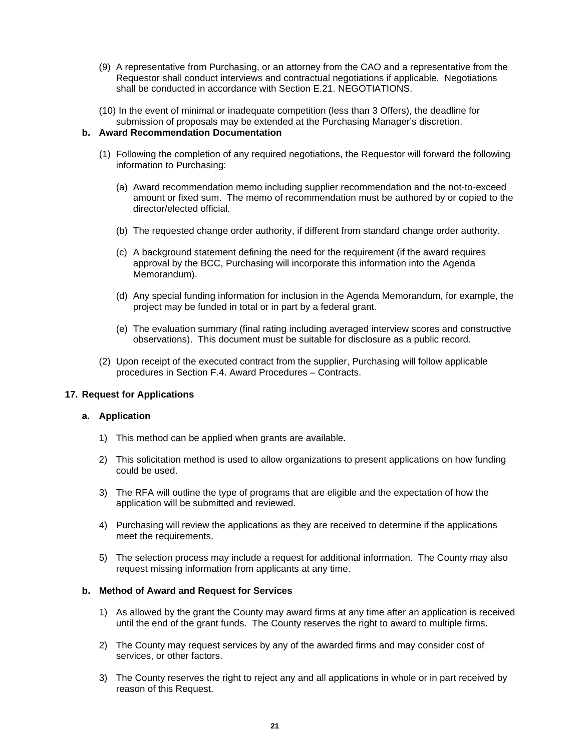(9) A representative from Purchasing, or an attorney from the CAO and a representative from the Requestor shall conduct interviews and contractual negotiations if applicable. Negotiations shall be conducted in accordance with Section E.21. NEGOTIATIONS.

(10) In the event of minimal or inadequate competition (less than 3 Offers), the deadline for submission of proposals may be extended at the Purchasing Manager's discretion.

**b. Award Recommendation Documentation**

(1) Following the completion of any required negotiations, the Requestor will forward the following information to Purchasing:

(a) Award recommendation memo including supplier recommendation and the not-to-exceed amount or fixed sum. The memo of recommendation must be authored by or copied to the director/elected official.

(b) The requested change order authority, if different from standard change order authority.

(c) A background statement defining the need for the requirement (if the award requires approval by the BCC, Purchasing will incorporate this information into the Agenda Memorandum).

(d) Any special funding information for inclusion in the Agenda Memorandum, for example, the project may be funded in total or in part by a federal grant.

(e) The evaluation summary (final rating including averaged interview scores and constructive observations). This document must be suitable for disclosure as a public record.

(2) Upon receipt of the executed contract from the supplier, Purchasing will follow applicable procedures in Section F.4. Award Procedures – Contracts.

**17. Request for Applications**

**a. Application**

1) This method can be applied when grants are available.

2) This solicitation method is used to allow organizations to present applications on how funding could be used.

3) The RFA will outline the type of programs that are eligible and the expectation of how the application will be submitted and reviewed.

4) Purchasing will review the applications as they are received to determine if the applications meet the requirements.

5) The selection process may include a request for additional information. The County may also request missing information from applicants at any time.

**b. Method of Award and Request for Services**

1) As allowed by the grant the County may award firms at any time after an application is received until the end of the grant funds. The County reserves the right to award to multiple firms.

2) The County may request services by any of the awarded firms and may consider cost of services, or other factors.

3) The County reserves the right to reject any and all applications in whole or in part received by reason of this Request.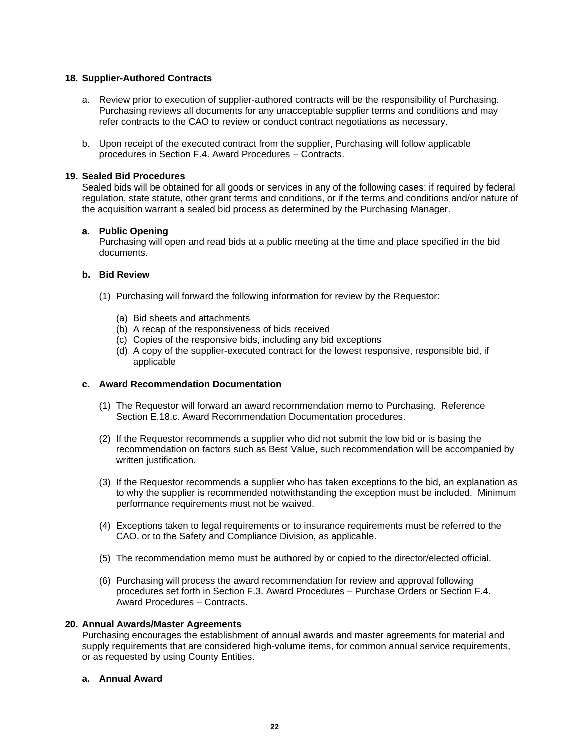**18. Supplier-Authored Contracts**

a. Review prior to execution of supplier-authored contracts will be the responsibility of Purchasing. Purchasing reviews all documents for any unacceptable supplier terms and conditions and may refer contracts to the CAO to review or conduct contract negotiations as necessary.

b. Upon receipt of the executed contract from the supplier, Purchasing will follow applicable procedures in Section F.4. Award Procedures – Contracts.

**19. Sealed Bid Procedures**

Sealed bids will be obtained for all goods or services in any of the following cases: if required by federal regulation, state statute, other grant terms and conditions, or if the terms and conditions and/or nature of the acquisition warrant a sealed bid process as determined by the Purchasing Manager.

**a. Public Opening**

Purchasing will open and read bids at a public meeting at the time and place specified in the bid documents.

**b. Bid Review**

(1) Purchasing will forward the following information for review by the Requestor:

(a) Bid sheets and attachments
(b) A recap of the responsiveness of bids received
(c) Copies of the responsive bids, including any bid exceptions
(d) A copy of the supplier-executed contract for the lowest responsive, responsible bid, if applicable

**c. Award Recommendation Documentation**

(1) The Requestor will forward an award recommendation memo to Purchasing. Reference Section E.18.c. Award Recommendation Documentation procedures.

(2) If the Requestor recommends a supplier who did not submit the low bid or is basing the recommendation on factors such as Best Value, such recommendation will be accompanied by written justification.

(3) If the Requestor recommends a supplier who has taken exceptions to the bid, an explanation as to why the supplier is recommended notwithstanding the exception must be included. Minimum performance requirements must not be waived.

(4) Exceptions taken to legal requirements or to insurance requirements must be referred to the CAO, or to the Safety and Compliance Division, as applicable.

(5) The recommendation memo must be authored by or copied to the director/elected official.

(6) Purchasing will process the award recommendation for review and approval following procedures set forth in Section F.3. Award Procedures – Purchase Orders or Section F.4. Award Procedures – Contracts.

**20. Annual Awards/Master Agreements**

Purchasing encourages the establishment of annual awards and master agreements for material and supply requirements that are considered high-volume items, for common annual service requirements, or as requested by using County Entities.

**a. Annual Award**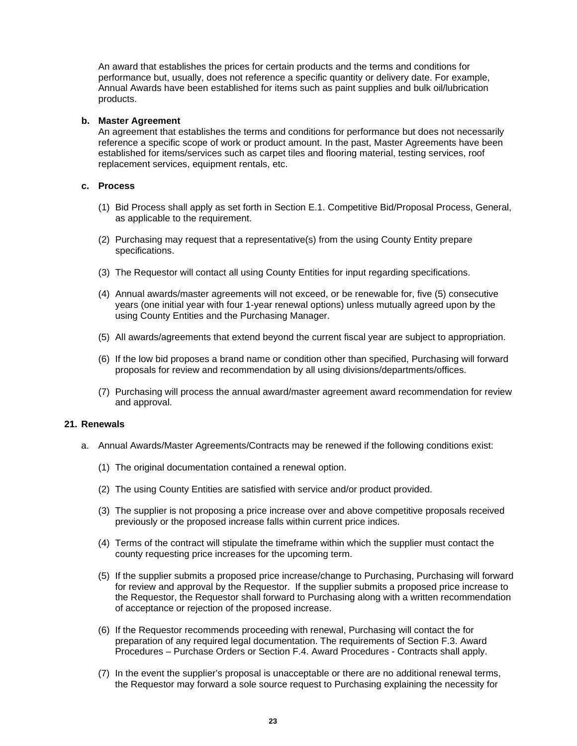An award that establishes the prices for certain products and the terms and conditions for performance but, usually, does not reference a specific quantity or delivery date. For example, Annual Awards have been established for items such as paint supplies and bulk oil/lubrication products.

**b. Master Agreement**

An agreement that establishes the terms and conditions for performance but does not necessarily reference a specific scope of work or product amount. In the past, Master Agreements have been established for items/services such as carpet tiles and flooring material, testing services, roof replacement services, equipment rentals, etc.

**c. Process**

(1) Bid Process shall apply as set forth in Section E.1. Competitive Bid/Proposal Process, General, as applicable to the requirement.

(2) Purchasing may request that a representative(s) from the using County Entity prepare specifications.

(3) The Requestor will contact all using County Entities for input regarding specifications.

(4) Annual awards/master agreements will not exceed, or be renewable for, five (5) consecutive years (one initial year with four 1-year renewal options) unless mutually agreed upon by the using County Entities and the Purchasing Manager.

(5) All awards/agreements that extend beyond the current fiscal year are subject to appropriation.

(6) If the low bid proposes a brand name or condition other than specified, Purchasing will forward proposals for review and recommendation by all using divisions/departments/offices.

(7) Purchasing will process the annual award/master agreement award recommendation for review and approval.

**21. Renewals**

a. Annual Awards/Master Agreements/Contracts may be renewed if the following conditions exist:

(1) The original documentation contained a renewal option.

(2) The using County Entities are satisfied with service and/or product provided.

(3) The supplier is not proposing a price increase over and above competitive proposals received previously or the proposed increase falls within current price indices.

(4) Terms of the contract will stipulate the timeframe within which the supplier must contact the county requesting price increases for the upcoming term.

(5) If the supplier submits a proposed price increase/change to Purchasing, Purchasing will forward for review and approval by the Requestor. If the supplier submits a proposed price increase to the Requestor, the Requestor shall forward to Purchasing along with a written recommendation of acceptance or rejection of the proposed increase.

(6) If the Requestor recommends proceeding with renewal, Purchasing will contact the for preparation of any required legal documentation. The requirements of Section F.3. Award Procedures – Purchase Orders or Section F.4. Award Procedures - Contracts shall apply.

(7) In the event the supplier's proposal is unacceptable or there are no additional renewal terms, the Requestor may forward a sole source request to Purchasing explaining the necessity for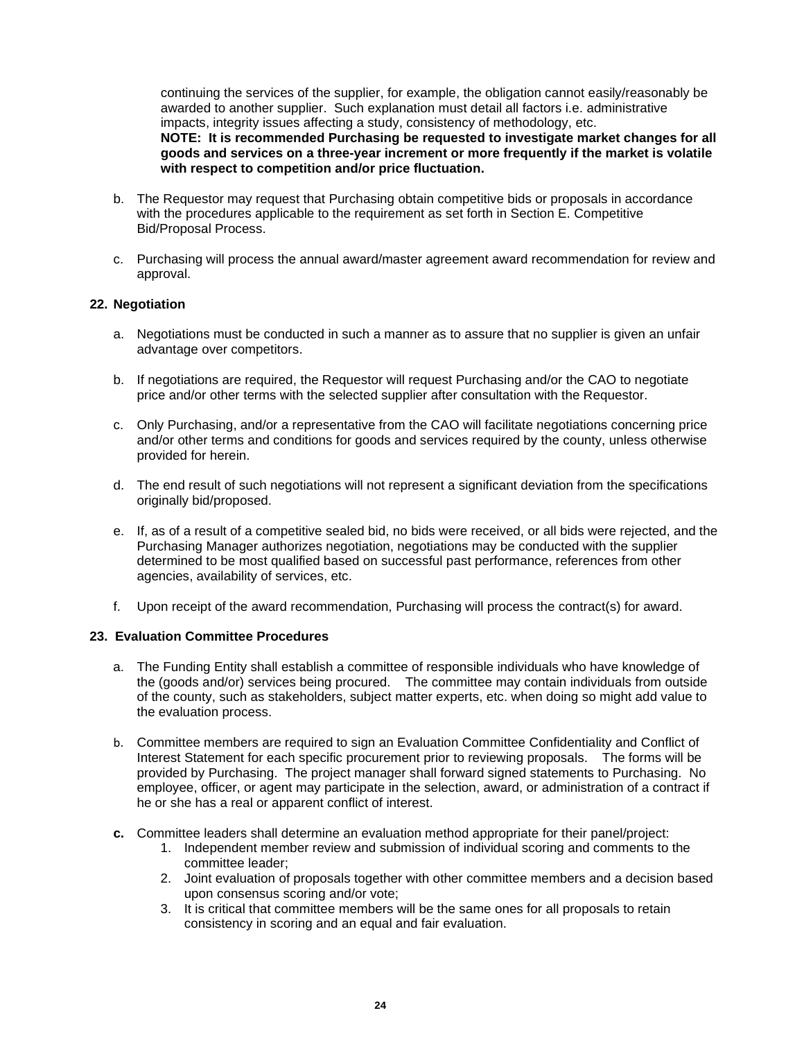continuing the services of the supplier, for example, the obligation cannot easily/reasonably be awarded to another supplier. Such explanation must detail all factors i.e. administrative impacts, integrity issues affecting a study, consistency of methodology, etc.
**NOTE: It is recommended Purchasing be requested to investigate market changes for all goods and services on a three-year increment or more frequently if the market is volatile with respect to competition and/or price fluctuation.**

b. The Requestor may request that Purchasing obtain competitive bids or proposals in accordance with the procedures applicable to the requirement as set forth in Section E. Competitive Bid/Proposal Process.

c. Purchasing will process the annual award/master agreement award recommendation for review and approval.

**22. Negotiation**

a. Negotiations must be conducted in such a manner as to assure that no supplier is given an unfair advantage over competitors.

b. If negotiations are required, the Requestor will request Purchasing and/or the CAO to negotiate price and/or other terms with the selected supplier after consultation with the Requestor.

c. Only Purchasing, and/or a representative from the CAO will facilitate negotiations concerning price and/or other terms and conditions for goods and services required by the county, unless otherwise provided for herein.

d. The end result of such negotiations will not represent a significant deviation from the specifications originally bid/proposed.

e. If, as of a result of a competitive sealed bid, no bids were received, or all bids were rejected, and the Purchasing Manager authorizes negotiation, negotiations may be conducted with the supplier determined to be most qualified based on successful past performance, references from other agencies, availability of services, etc.

f. Upon receipt of the award recommendation, Purchasing will process the contract(s) for award.

**23. Evaluation Committee Procedures**

a. The Funding Entity shall establish a committee of responsible individuals who have knowledge of the (goods and/or) services being procured. The committee may contain individuals from outside of the county, such as stakeholders, subject matter experts, etc. when doing so might add value to the evaluation process.

b. Committee members are required to sign an Evaluation Committee Confidentiality and Conflict of Interest Statement for each specific procurement prior to reviewing proposals. The forms will be provided by Purchasing. The project manager shall forward signed statements to Purchasing. No employee, officer, or agent may participate in the selection, award, or administration of a contract if he or she has a real or apparent conflict of interest.

**c.** Committee leaders shall determine an evaluation method appropriate for their panel/project:
   1. Independent member review and submission of individual scoring and comments to the committee leader;
   2. Joint evaluation of proposals together with other committee members and a decision based upon consensus scoring and/or vote;
   3. It is critical that committee members will be the same ones for all proposals to retain consistency in scoring and an equal and fair evaluation.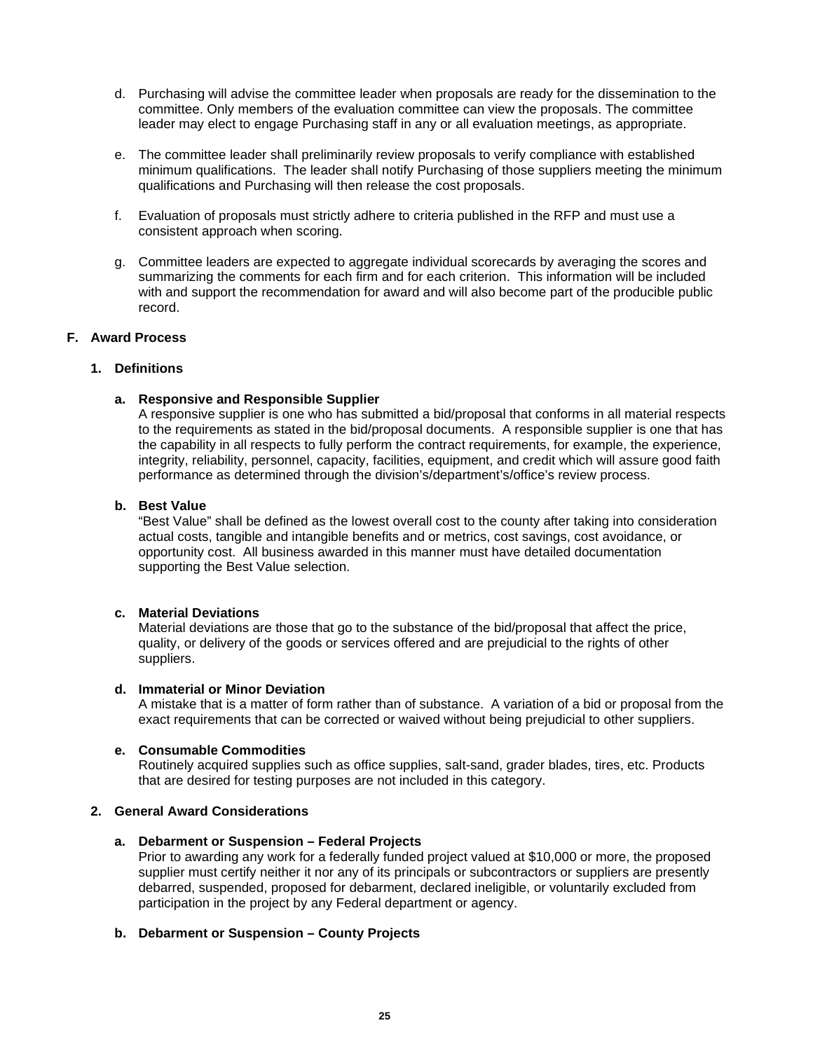d. Purchasing will advise the committee leader when proposals are ready for the dissemination to the committee. Only members of the evaluation committee can view the proposals. The committee leader may elect to engage Purchasing staff in any or all evaluation meetings, as appropriate.

e. The committee leader shall preliminarily review proposals to verify compliance with established minimum qualifications. The leader shall notify Purchasing of those suppliers meeting the minimum qualifications and Purchasing will then release the cost proposals.

f. Evaluation of proposals must strictly adhere to criteria published in the RFP and must use a consistent approach when scoring.

g. Committee leaders are expected to aggregate individual scorecards by averaging the scores and summarizing the comments for each firm and for each criterion. This information will be included with and support the recommendation for award and will also become part of the producible public record.

## F. Award Process

### 1. Definitions

**a. Responsive and Responsible Supplier**

A responsive supplier is one who has submitted a bid/proposal that conforms in all material respects to the requirements as stated in the bid/proposal documents. A responsible supplier is one that has the capability in all respects to fully perform the contract requirements, for example, the experience, integrity, reliability, personnel, capacity, facilities, equipment, and credit which will assure good faith performance as determined through the division's/department's/office's review process.

**b. Best Value**

"Best Value" shall be defined as the lowest overall cost to the county after taking into consideration actual costs, tangible and intangible benefits and or metrics, cost savings, cost avoidance, or opportunity cost. All business awarded in this manner must have detailed documentation supporting the Best Value selection.

**c. Material Deviations**

Material deviations are those that go to the substance of the bid/proposal that affect the price, quality, or delivery of the goods or services offered and are prejudicial to the rights of other suppliers.

**d. Immaterial or Minor Deviation**

A mistake that is a matter of form rather than of substance. A variation of a bid or proposal from the exact requirements that can be corrected or waived without being prejudicial to other suppliers.

**e. Consumable Commodities**

Routinely acquired supplies such as office supplies, salt-sand, grader blades, tires, etc. Products that are desired for testing purposes are not included in this category.

### 2. General Award Considerations

**a. Debarment or Suspension – Federal Projects**

Prior to awarding any work for a federally funded project valued at $10,000 or more, the proposed supplier must certify neither it nor any of its principals or subcontractors or suppliers are presently debarred, suspended, proposed for debarment, declared ineligible, or voluntarily excluded from participation in the project by any Federal department or agency.

**b. Debarment or Suspension – County Projects**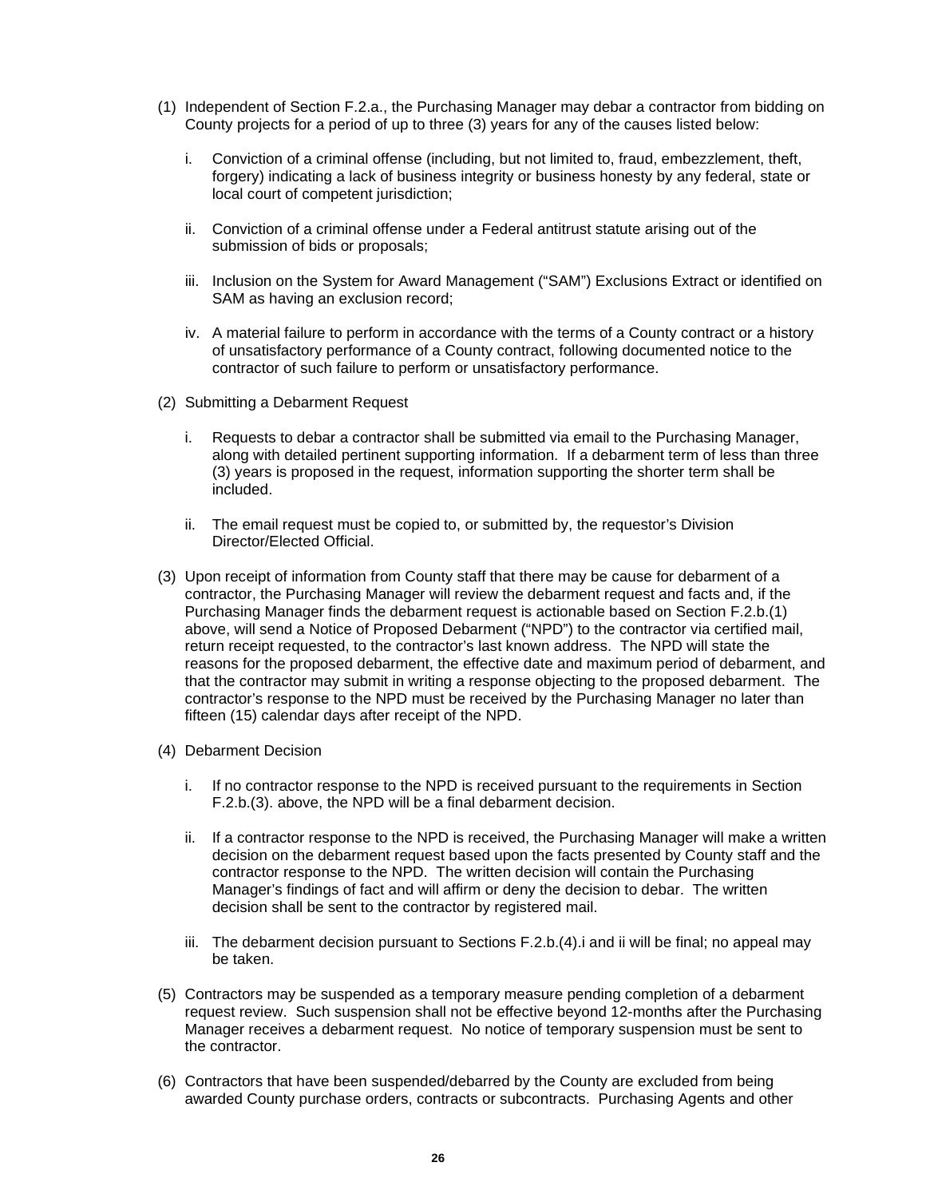(1) Independent of Section F.2.a., the Purchasing Manager may debar a contractor from bidding on County projects for a period of up to three (3) years for any of the causes listed below:

   i. Conviction of a criminal offense (including, but not limited to, fraud, embezzlement, theft, forgery) indicating a lack of business integrity or business honesty by any federal, state or local court of competent jurisdiction;

   ii. Conviction of a criminal offense under a Federal antitrust statute arising out of the submission of bids or proposals;

   iii. Inclusion on the System for Award Management ("SAM") Exclusions Extract or identified on SAM as having an exclusion record;

   iv. A material failure to perform in accordance with the terms of a County contract or a history of unsatisfactory performance of a County contract, following documented notice to the contractor of such failure to perform or unsatisfactory performance.

(2) Submitting a Debarment Request

   i. Requests to debar a contractor shall be submitted via email to the Purchasing Manager, along with detailed pertinent supporting information. If a debarment term of less than three (3) years is proposed in the request, information supporting the shorter term shall be included.

   ii. The email request must be copied to, or submitted by, the requestor's Division Director/Elected Official.

(3) Upon receipt of information from County staff that there may be cause for debarment of a contractor, the Purchasing Manager will review the debarment request and facts and, if the Purchasing Manager finds the debarment request is actionable based on Section F.2.b.(1) above, will send a Notice of Proposed Debarment ("NPD") to the contractor via certified mail, return receipt requested, to the contractor's last known address. The NPD will state the reasons for the proposed debarment, the effective date and maximum period of debarment, and that the contractor may submit in writing a response objecting to the proposed debarment. The contractor's response to the NPD must be received by the Purchasing Manager no later than fifteen (15) calendar days after receipt of the NPD.

(4) Debarment Decision

   i. If no contractor response to the NPD is received pursuant to the requirements in Section F.2.b.(3). above, the NPD will be a final debarment decision.

   ii. If a contractor response to the NPD is received, the Purchasing Manager will make a written decision on the debarment request based upon the facts presented by County staff and the contractor response to the NPD. The written decision will contain the Purchasing Manager's findings of fact and will affirm or deny the decision to debar. The written decision shall be sent to the contractor by registered mail.

   iii. The debarment decision pursuant to Sections F.2.b.(4).i and ii will be final; no appeal may be taken.

(5) Contractors may be suspended as a temporary measure pending completion of a debarment request review. Such suspension shall not be effective beyond 12-months after the Purchasing Manager receives a debarment request. No notice of temporary suspension must be sent to the contractor.

(6) Contractors that have been suspended/debarred by the County are excluded from being awarded County purchase orders, contracts or subcontracts. Purchasing Agents and other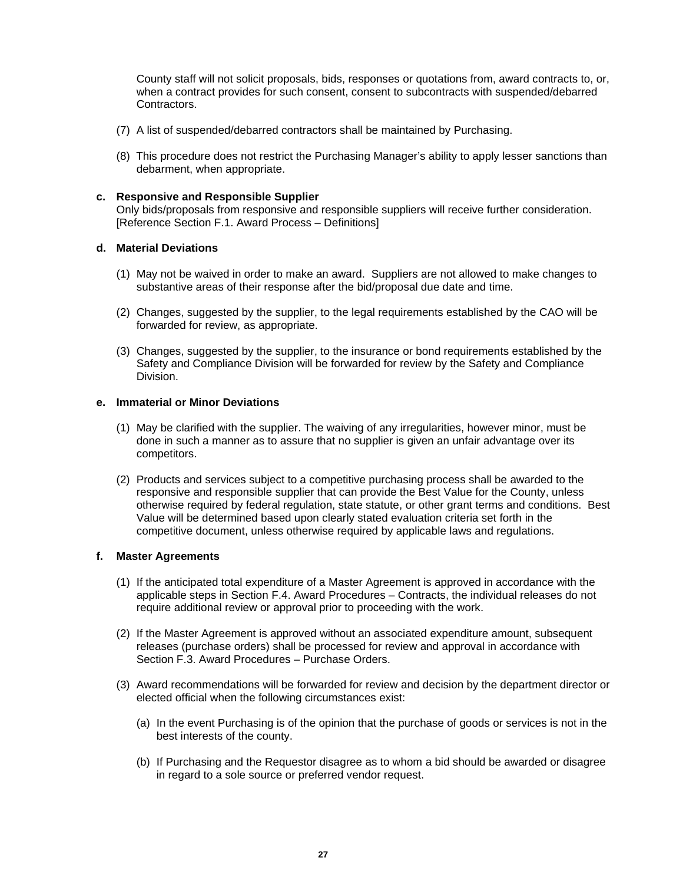County staff will not solicit proposals, bids, responses or quotations from, award contracts to, or, when a contract provides for such consent, consent to subcontracts with suspended/debarred Contractors.

(7) A list of suspended/debarred contractors shall be maintained by Purchasing.

(8) This procedure does not restrict the Purchasing Manager's ability to apply lesser sanctions than debarment, when appropriate.

**c. Responsive and Responsible Supplier**

Only bids/proposals from responsive and responsible suppliers will receive further consideration. [Reference Section F.1. Award Process – Definitions]

**d. Material Deviations**

(1) May not be waived in order to make an award. Suppliers are not allowed to make changes to substantive areas of their response after the bid/proposal due date and time.

(2) Changes, suggested by the supplier, to the legal requirements established by the CAO will be forwarded for review, as appropriate.

(3) Changes, suggested by the supplier, to the insurance or bond requirements established by the Safety and Compliance Division will be forwarded for review by the Safety and Compliance Division.

**e. Immaterial or Minor Deviations**

(1) May be clarified with the supplier. The waiving of any irregularities, however minor, must be done in such a manner as to assure that no supplier is given an unfair advantage over its competitors.

(2) Products and services subject to a competitive purchasing process shall be awarded to the responsive and responsible supplier that can provide the Best Value for the County, unless otherwise required by federal regulation, state statute, or other grant terms and conditions. Best Value will be determined based upon clearly stated evaluation criteria set forth in the competitive document, unless otherwise required by applicable laws and regulations.

**f. Master Agreements**

(1) If the anticipated total expenditure of a Master Agreement is approved in accordance with the applicable steps in Section F.4. Award Procedures – Contracts, the individual releases do not require additional review or approval prior to proceeding with the work.

(2) If the Master Agreement is approved without an associated expenditure amount, subsequent releases (purchase orders) shall be processed for review and approval in accordance with Section F.3. Award Procedures – Purchase Orders.

(3) Award recommendations will be forwarded for review and decision by the department director or elected official when the following circumstances exist:

(a) In the event Purchasing is of the opinion that the purchase of goods or services is not in the best interests of the county.

(b) If Purchasing and the Requestor disagree as to whom a bid should be awarded or disagree in regard to a sole source or preferred vendor request.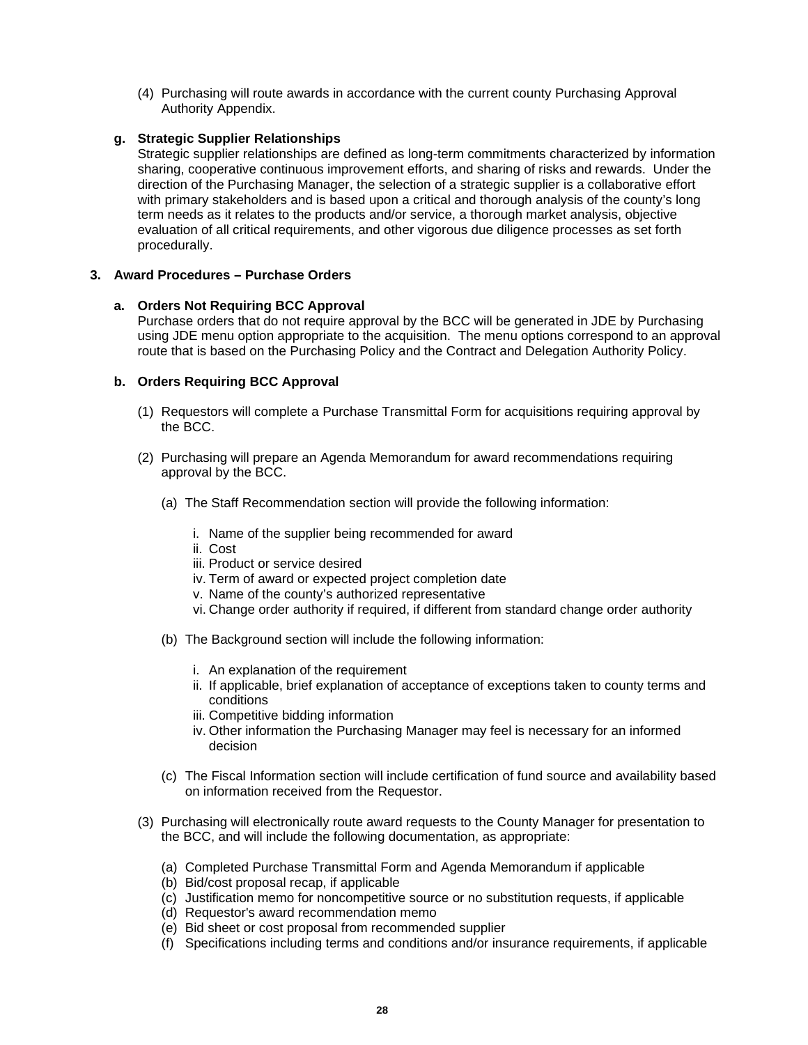(4) Purchasing will route awards in accordance with the current county Purchasing Approval Authority Appendix.

**g. Strategic Supplier Relationships**

Strategic supplier relationships are defined as long-term commitments characterized by information sharing, cooperative continuous improvement efforts, and sharing of risks and rewards. Under the direction of the Purchasing Manager, the selection of a strategic supplier is a collaborative effort with primary stakeholders and is based upon a critical and thorough analysis of the county's long term needs as it relates to the products and/or service, a thorough market analysis, objective evaluation of all critical requirements, and other vigorous due diligence processes as set forth procedurally.

**3. Award Procedures – Purchase Orders**

**a. Orders Not Requiring BCC Approval**

Purchase orders that do not require approval by the BCC will be generated in JDE by Purchasing using JDE menu option appropriate to the acquisition. The menu options correspond to an approval route that is based on the Purchasing Policy and the Contract and Delegation Authority Policy.

**b. Orders Requiring BCC Approval**

(1) Requestors will complete a Purchase Transmittal Form for acquisitions requiring approval by the BCC.

(2) Purchasing will prepare an Agenda Memorandum for award recommendations requiring approval by the BCC.

(a) The Staff Recommendation section will provide the following information:

i. Name of the supplier being recommended for award
ii. Cost
iii. Product or service desired
iv. Term of award or expected project completion date
v. Name of the county's authorized representative
vi. Change order authority if required, if different from standard change order authority

(b) The Background section will include the following information:

i. An explanation of the requirement
ii. If applicable, brief explanation of acceptance of exceptions taken to county terms and conditions
iii. Competitive bidding information
iv. Other information the Purchasing Manager may feel is necessary for an informed decision

(c) The Fiscal Information section will include certification of fund source and availability based on information received from the Requestor.

(3) Purchasing will electronically route award requests to the County Manager for presentation to the BCC, and will include the following documentation, as appropriate:

(a) Completed Purchase Transmittal Form and Agenda Memorandum if applicable
(b) Bid/cost proposal recap, if applicable
(c) Justification memo for noncompetitive source or no substitution requests, if applicable
(d) Requestor's award recommendation memo
(e) Bid sheet or cost proposal from recommended supplier
(f) Specifications including terms and conditions and/or insurance requirements, if applicable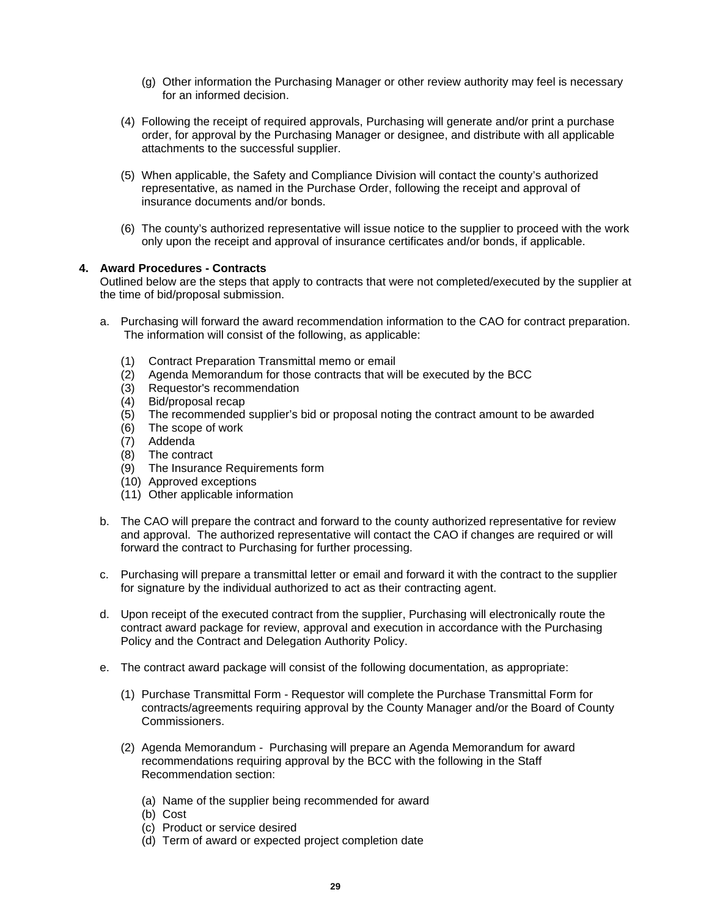(g) Other information the Purchasing Manager or other review authority may feel is necessary for an informed decision.

(4) Following the receipt of required approvals, Purchasing will generate and/or print a purchase order, for approval by the Purchasing Manager or designee, and distribute with all applicable attachments to the successful supplier.

(5) When applicable, the Safety and Compliance Division will contact the county's authorized representative, as named in the Purchase Order, following the receipt and approval of insurance documents and/or bonds.

(6) The county's authorized representative will issue notice to the supplier to proceed with the work only upon the receipt and approval of insurance certificates and/or bonds, if applicable.

**4. Award Procedures - Contracts**

Outlined below are the steps that apply to contracts that were not completed/executed by the supplier at the time of bid/proposal submission.

a. Purchasing will forward the award recommendation information to the CAO for contract preparation. The information will consist of the following, as applicable:

(1) Contract Preparation Transmittal memo or email
(2) Agenda Memorandum for those contracts that will be executed by the BCC
(3) Requestor's recommendation
(4) Bid/proposal recap
(5) The recommended supplier's bid or proposal noting the contract amount to be awarded
(6) The scope of work
(7) Addenda
(8) The contract
(9) The Insurance Requirements form
(10) Approved exceptions
(11) Other applicable information

b. The CAO will prepare the contract and forward to the county authorized representative for review and approval. The authorized representative will contact the CAO if changes are required or will forward the contract to Purchasing for further processing.

c. Purchasing will prepare a transmittal letter or email and forward it with the contract to the supplier for signature by the individual authorized to act as their contracting agent.

d. Upon receipt of the executed contract from the supplier, Purchasing will electronically route the contract award package for review, approval and execution in accordance with the Purchasing Policy and the Contract and Delegation Authority Policy.

e. The contract award package will consist of the following documentation, as appropriate:

(1) Purchase Transmittal Form - Requestor will complete the Purchase Transmittal Form for contracts/agreements requiring approval by the County Manager and/or the Board of County Commissioners.

(2) Agenda Memorandum - Purchasing will prepare an Agenda Memorandum for award recommendations requiring approval by the BCC with the following in the Staff Recommendation section:

(a) Name of the supplier being recommended for award
(b) Cost
(c) Product or service desired
(d) Term of award or expected project completion date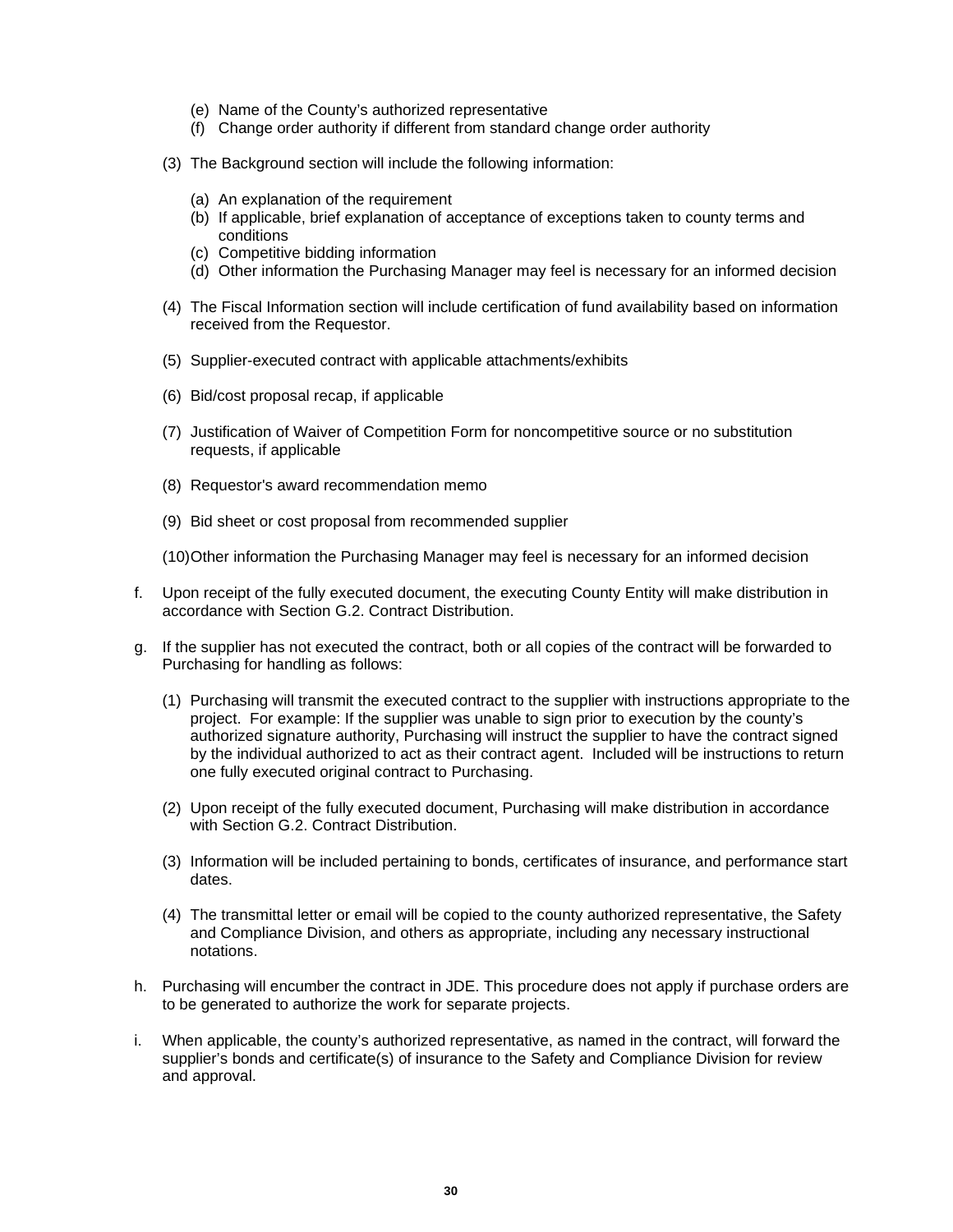(e) Name of the County's authorized representative
(f) Change order authority if different from standard change order authority

(3) The Background section will include the following information:

(a) An explanation of the requirement
(b) If applicable, brief explanation of acceptance of exceptions taken to county terms and conditions
(c) Competitive bidding information
(d) Other information the Purchasing Manager may feel is necessary for an informed decision

(4) The Fiscal Information section will include certification of fund availability based on information received from the Requestor.

(5) Supplier-executed contract with applicable attachments/exhibits

(6) Bid/cost proposal recap, if applicable

(7) Justification of Waiver of Competition Form for noncompetitive source or no substitution requests, if applicable

(8) Requestor's award recommendation memo

(9) Bid sheet or cost proposal from recommended supplier

(10) Other information the Purchasing Manager may feel is necessary for an informed decision

f. Upon receipt of the fully executed document, the executing County Entity will make distribution in accordance with Section G.2. Contract Distribution.

g. If the supplier has not executed the contract, both or all copies of the contract will be forwarded to Purchasing for handling as follows:

(1) Purchasing will transmit the executed contract to the supplier with instructions appropriate to the project. For example: If the supplier was unable to sign prior to execution by the county's authorized signature authority, Purchasing will instruct the supplier to have the contract signed by the individual authorized to act as their contract agent. Included will be instructions to return one fully executed original contract to Purchasing.

(2) Upon receipt of the fully executed document, Purchasing will make distribution in accordance with Section G.2. Contract Distribution.

(3) Information will be included pertaining to bonds, certificates of insurance, and performance start dates.

(4) The transmittal letter or email will be copied to the county authorized representative, the Safety and Compliance Division, and others as appropriate, including any necessary instructional notations.

h. Purchasing will encumber the contract in JDE. This procedure does not apply if purchase orders are to be generated to authorize the work for separate projects.

i. When applicable, the county's authorized representative, as named in the contract, will forward the supplier's bonds and certificate(s) of insurance to the Safety and Compliance Division for review and approval.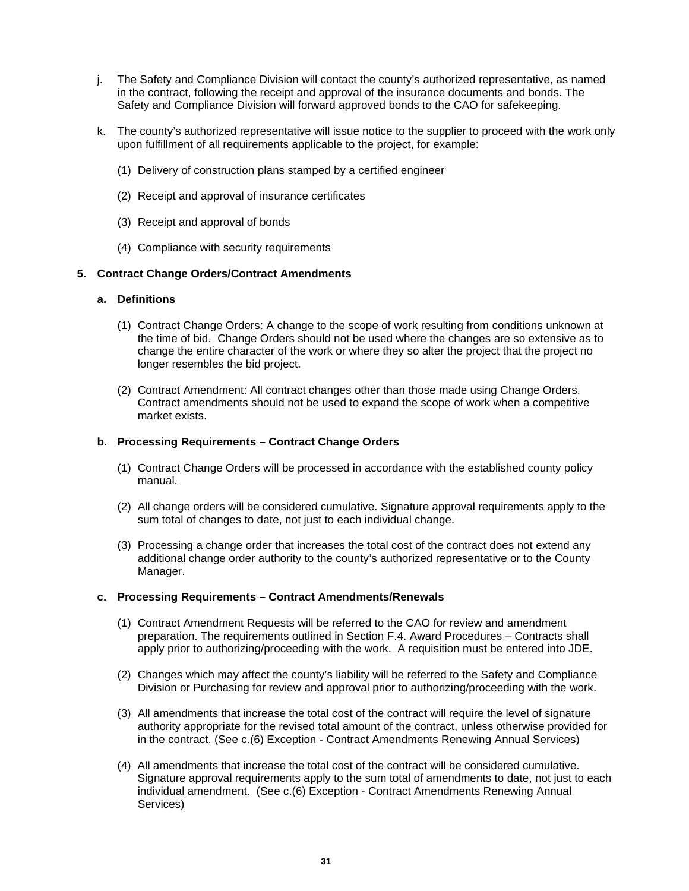j. The Safety and Compliance Division will contact the county's authorized representative, as named in the contract, following the receipt and approval of the insurance documents and bonds. The Safety and Compliance Division will forward approved bonds to the CAO for safekeeping.

k. The county's authorized representative will issue notice to the supplier to proceed with the work only upon fulfillment of all requirements applicable to the project, for example:

(1) Delivery of construction plans stamped by a certified engineer

(2) Receipt and approval of insurance certificates

(3) Receipt and approval of bonds

(4) Compliance with security requirements

### 5. Contract Change Orders/Contract Amendments

#### a. Definitions

(1) Contract Change Orders: A change to the scope of work resulting from conditions unknown at the time of bid. Change Orders should not be used where the changes are so extensive as to change the entire character of the work or where they so alter the project that the project no longer resembles the bid project.

(2) Contract Amendment: All contract changes other than those made using Change Orders. Contract amendments should not be used to expand the scope of work when a competitive market exists.

#### b. Processing Requirements – Contract Change Orders

(1) Contract Change Orders will be processed in accordance with the established county policy manual.

(2) All change orders will be considered cumulative. Signature approval requirements apply to the sum total of changes to date, not just to each individual change.

(3) Processing a change order that increases the total cost of the contract does not extend any additional change order authority to the county's authorized representative or to the County Manager.

#### c. Processing Requirements – Contract Amendments/Renewals

(1) Contract Amendment Requests will be referred to the CAO for review and amendment preparation. The requirements outlined in Section F.4. Award Procedures – Contracts shall apply prior to authorizing/proceeding with the work. A requisition must be entered into JDE.

(2) Changes which may affect the county's liability will be referred to the Safety and Compliance Division or Purchasing for review and approval prior to authorizing/proceeding with the work.

(3) All amendments that increase the total cost of the contract will require the level of signature authority appropriate for the revised total amount of the contract, unless otherwise provided for in the contract. (See c.(6) Exception - Contract Amendments Renewing Annual Services)

(4) All amendments that increase the total cost of the contract will be considered cumulative. Signature approval requirements apply to the sum total of amendments to date, not just to each individual amendment. (See c.(6) Exception - Contract Amendments Renewing Annual Services)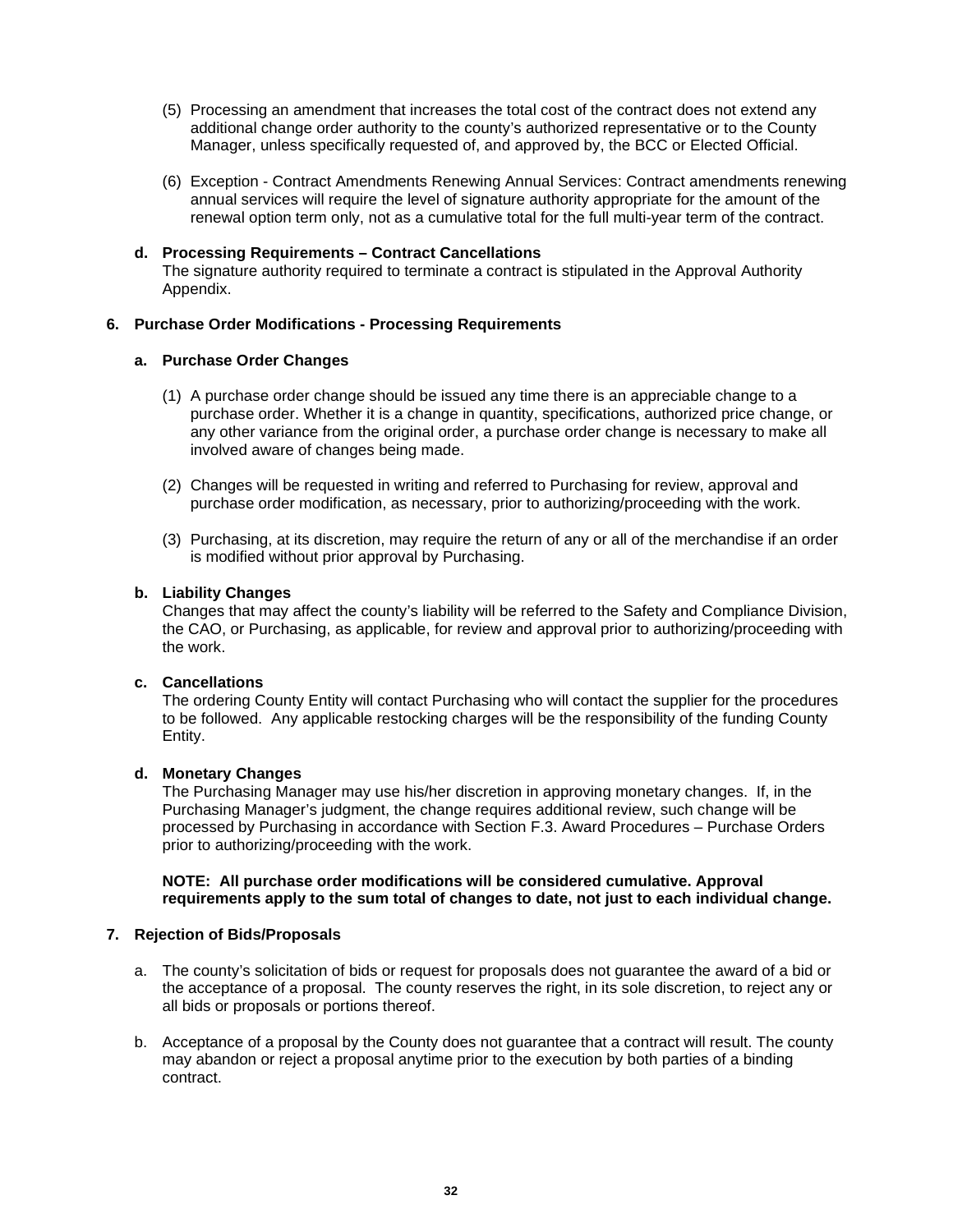(5) Processing an amendment that increases the total cost of the contract does not extend any additional change order authority to the county's authorized representative or to the County Manager, unless specifically requested of, and approved by, the BCC or Elected Official.

(6) Exception - Contract Amendments Renewing Annual Services: Contract amendments renewing annual services will require the level of signature authority appropriate for the amount of the renewal option term only, not as a cumulative total for the full multi-year term of the contract.

**d. Processing Requirements – Contract Cancellations**

The signature authority required to terminate a contract is stipulated in the Approval Authority Appendix.

**6. Purchase Order Modifications - Processing Requirements**

**a. Purchase Order Changes**

(1) A purchase order change should be issued any time there is an appreciable change to a purchase order. Whether it is a change in quantity, specifications, authorized price change, or any other variance from the original order, a purchase order change is necessary to make all involved aware of changes being made.

(2) Changes will be requested in writing and referred to Purchasing for review, approval and purchase order modification, as necessary, prior to authorizing/proceeding with the work.

(3) Purchasing, at its discretion, may require the return of any or all of the merchandise if an order is modified without prior approval by Purchasing.

**b. Liability Changes**

Changes that may affect the county's liability will be referred to the Safety and Compliance Division, the CAO, or Purchasing, as applicable, for review and approval prior to authorizing/proceeding with the work.

**c. Cancellations**

The ordering County Entity will contact Purchasing who will contact the supplier for the procedures to be followed. Any applicable restocking charges will be the responsibility of the funding County Entity.

**d. Monetary Changes**

The Purchasing Manager may use his/her discretion in approving monetary changes. If, in the Purchasing Manager's judgment, the change requires additional review, such change will be processed by Purchasing in accordance with Section F.3. Award Procedures – Purchase Orders prior to authorizing/proceeding with the work.

**NOTE: All purchase order modifications will be considered cumulative. Approval requirements apply to the sum total of changes to date, not just to each individual change.**

**7. Rejection of Bids/Proposals**

a. The county's solicitation of bids or request for proposals does not guarantee the award of a bid or the acceptance of a proposal. The county reserves the right, in its sole discretion, to reject any or all bids or proposals or portions thereof.

b. Acceptance of a proposal by the County does not guarantee that a contract will result. The county may abandon or reject a proposal anytime prior to the execution by both parties of a binding contract.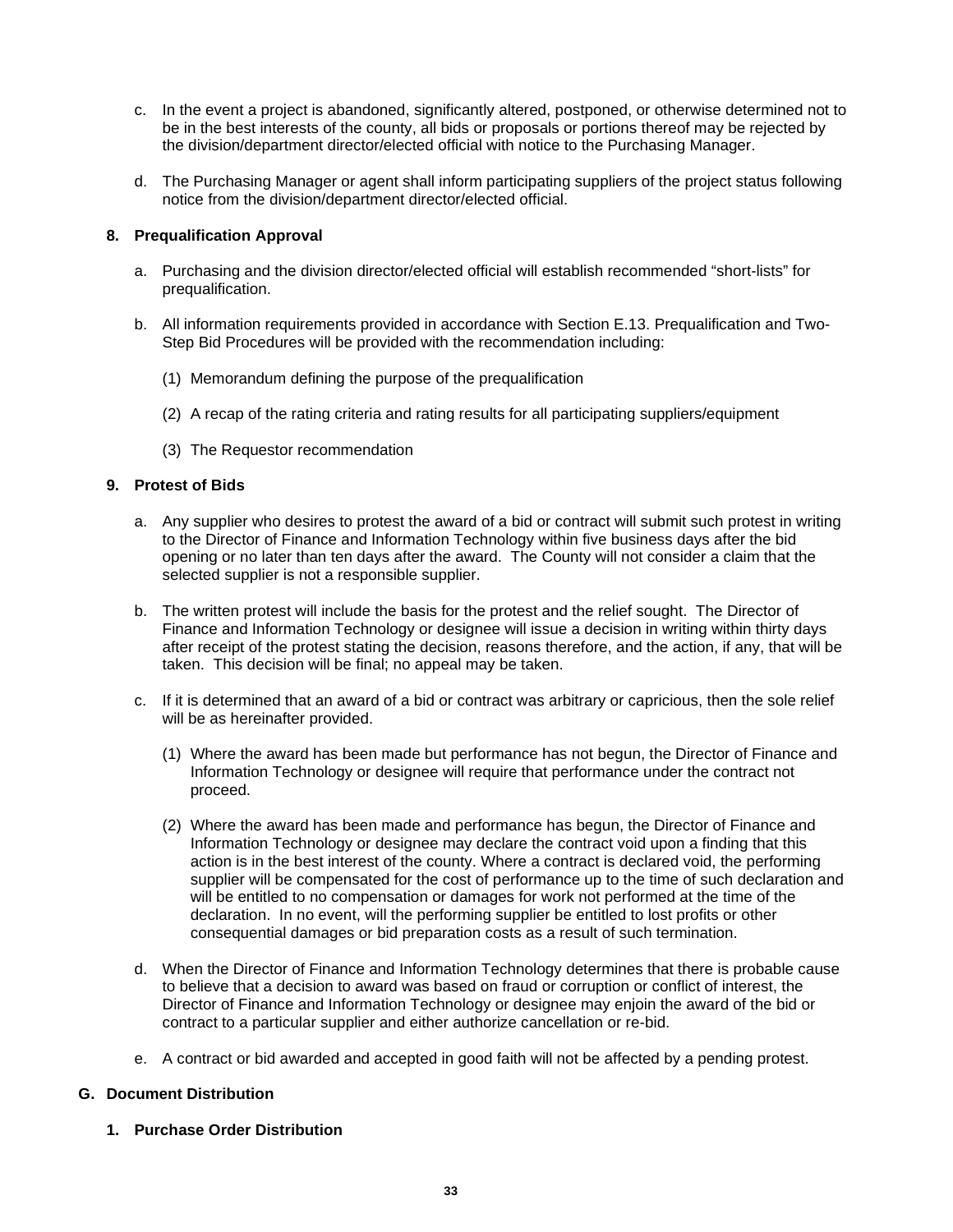c. In the event a project is abandoned, significantly altered, postponed, or otherwise determined not to be in the best interests of the county, all bids or proposals or portions thereof may be rejected by the division/department director/elected official with notice to the Purchasing Manager.

d. The Purchasing Manager or agent shall inform participating suppliers of the project status following notice from the division/department director/elected official.

### 8. Prequalification Approval

a. Purchasing and the division director/elected official will establish recommended "short-lists" for prequalification.

b. All information requirements provided in accordance with Section E.13. Prequalification and Two-Step Bid Procedures will be provided with the recommendation including:

(1) Memorandum defining the purpose of the prequalification

(2) A recap of the rating criteria and rating results for all participating suppliers/equipment

(3) The Requestor recommendation

### 9. Protest of Bids

a. Any supplier who desires to protest the award of a bid or contract will submit such protest in writing to the Director of Finance and Information Technology within five business days after the bid opening or no later than ten days after the award. The County will not consider a claim that the selected supplier is not a responsible supplier.

b. The written protest will include the basis for the protest and the relief sought. The Director of Finance and Information Technology or designee will issue a decision in writing within thirty days after receipt of the protest stating the decision, reasons therefore, and the action, if any, that will be taken. This decision will be final; no appeal may be taken.

c. If it is determined that an award of a bid or contract was arbitrary or capricious, then the sole relief will be as hereinafter provided.

(1) Where the award has been made but performance has not begun, the Director of Finance and Information Technology or designee will require that performance under the contract not proceed.

(2) Where the award has been made and performance has begun, the Director of Finance and Information Technology or designee may declare the contract void upon a finding that this action is in the best interest of the county. Where a contract is declared void, the performing supplier will be compensated for the cost of performance up to the time of such declaration and will be entitled to no compensation or damages for work not performed at the time of the declaration. In no event, will the performing supplier be entitled to lost profits or other consequential damages or bid preparation costs as a result of such termination.

d. When the Director of Finance and Information Technology determines that there is probable cause to believe that a decision to award was based on fraud or corruption or conflict of interest, the Director of Finance and Information Technology or designee may enjoin the award of the bid or contract to a particular supplier and either authorize cancellation or re-bid.

e. A contract or bid awarded and accepted in good faith will not be affected by a pending protest.

## G. Document Distribution

### 1. Purchase Order Distribution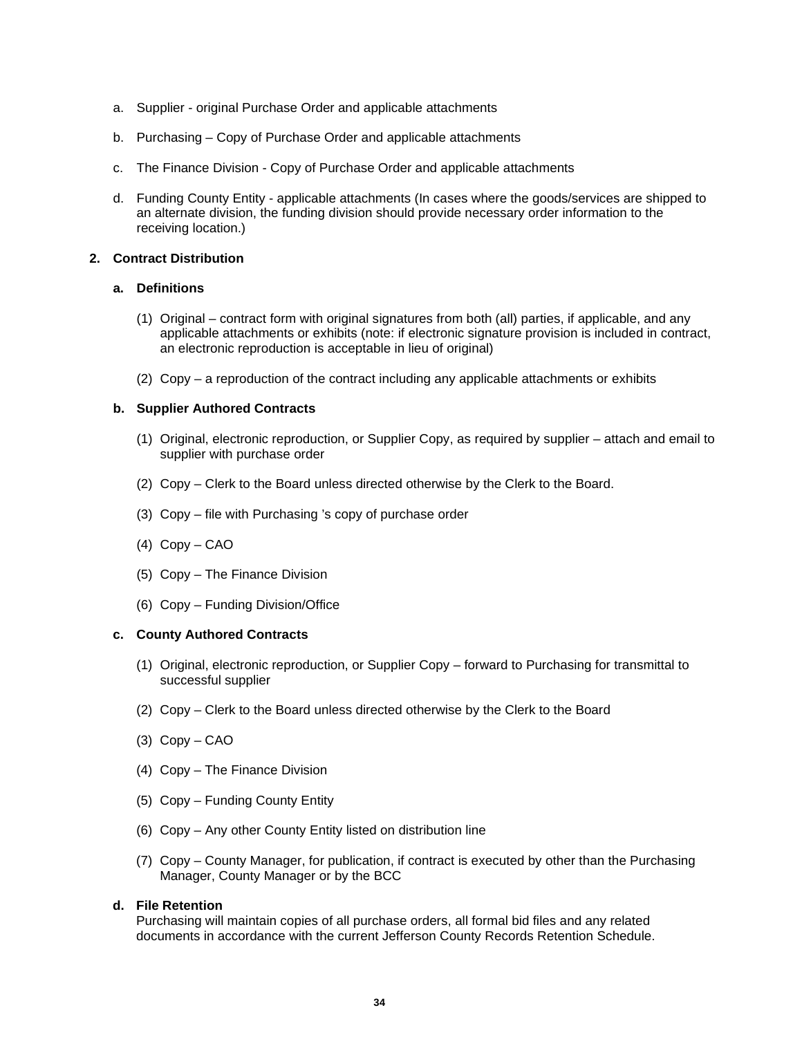a. Supplier - original Purchase Order and applicable attachments

b. Purchasing – Copy of Purchase Order and applicable attachments

c. The Finance Division - Copy of Purchase Order and applicable attachments

d. Funding County Entity - applicable attachments (In cases where the goods/services are shipped to an alternate division, the funding division should provide necessary order information to the receiving location.)

**2. Contract Distribution**

**a. Definitions**

(1) Original – contract form with original signatures from both (all) parties, if applicable, and any applicable attachments or exhibits (note: if electronic signature provision is included in contract, an electronic reproduction is acceptable in lieu of original)

(2) Copy – a reproduction of the contract including any applicable attachments or exhibits

**b. Supplier Authored Contracts**

(1) Original, electronic reproduction, or Supplier Copy, as required by supplier – attach and email to supplier with purchase order

(2) Copy – Clerk to the Board unless directed otherwise by the Clerk to the Board.

(3) Copy – file with Purchasing 's copy of purchase order

(4) Copy – CAO

(5) Copy – The Finance Division

(6) Copy – Funding Division/Office

**c. County Authored Contracts**

(1) Original, electronic reproduction, or Supplier Copy – forward to Purchasing for transmittal to successful supplier

(2) Copy – Clerk to the Board unless directed otherwise by the Clerk to the Board

(3) Copy – CAO

(4) Copy – The Finance Division

(5) Copy – Funding County Entity

(6) Copy – Any other County Entity listed on distribution line

(7) Copy – County Manager, for publication, if contract is executed by other than the Purchasing Manager, County Manager or by the BCC

**d. File Retention**
Purchasing will maintain copies of all purchase orders, all formal bid files and any related documents in accordance with the current Jefferson County Records Retention Schedule.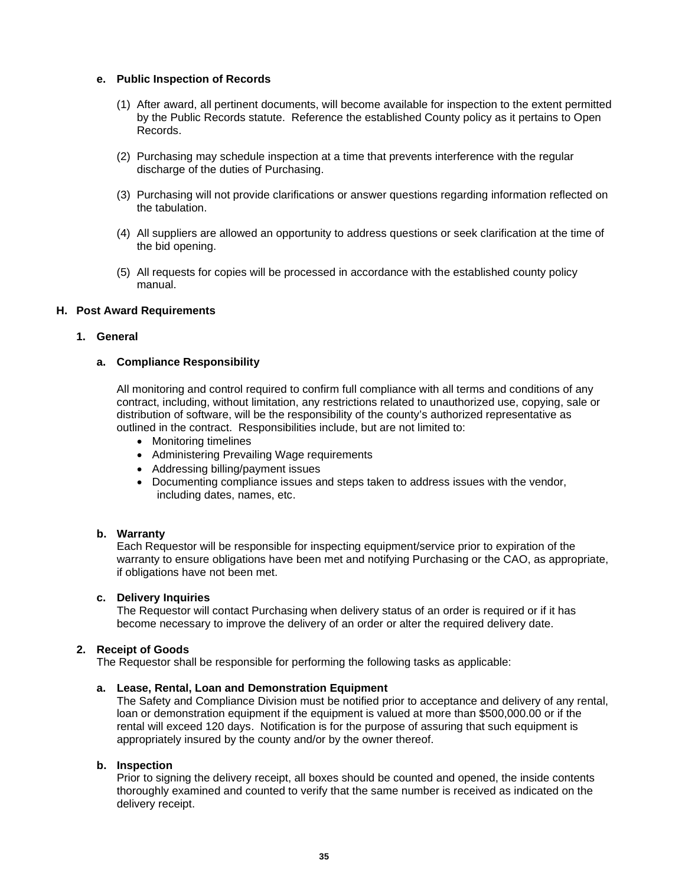**e. Public Inspection of Records**

(1) After award, all pertinent documents, will become available for inspection to the extent permitted by the Public Records statute. Reference the established County policy as it pertains to Open Records.

(2) Purchasing may schedule inspection at a time that prevents interference with the regular discharge of the duties of Purchasing.

(3) Purchasing will not provide clarifications or answer questions regarding information reflected on the tabulation.

(4) All suppliers are allowed an opportunity to address questions or seek clarification at the time of the bid opening.

(5) All requests for copies will be processed in accordance with the established county policy manual.

## H. Post Award Requirements

### 1. General

**a. Compliance Responsibility**

All monitoring and control required to confirm full compliance with all terms and conditions of any contract, including, without limitation, any restrictions related to unauthorized use, copying, sale or distribution of software, will be the responsibility of the county's authorized representative as outlined in the contract. Responsibilities include, but are not limited to:

- Monitoring timelines
- Administering Prevailing Wage requirements
- Addressing billing/payment issues
- Documenting compliance issues and steps taken to address issues with the vendor, including dates, names, etc.

**b. Warranty**

Each Requestor will be responsible for inspecting equipment/service prior to expiration of the warranty to ensure obligations have been met and notifying Purchasing or the CAO, as appropriate, if obligations have not been met.

**c. Delivery Inquiries**

The Requestor will contact Purchasing when delivery status of an order is required or if it has become necessary to improve the delivery of an order or alter the required delivery date.

### 2. Receipt of Goods

The Requestor shall be responsible for performing the following tasks as applicable:

**a. Lease, Rental, Loan and Demonstration Equipment**

The Safety and Compliance Division must be notified prior to acceptance and delivery of any rental, loan or demonstration equipment if the equipment is valued at more than $500,000.00 or if the rental will exceed 120 days. Notification is for the purpose of assuring that such equipment is appropriately insured by the county and/or by the owner thereof.

**b. Inspection**

Prior to signing the delivery receipt, all boxes should be counted and opened, the inside contents thoroughly examined and counted to verify that the same number is received as indicated on the delivery receipt.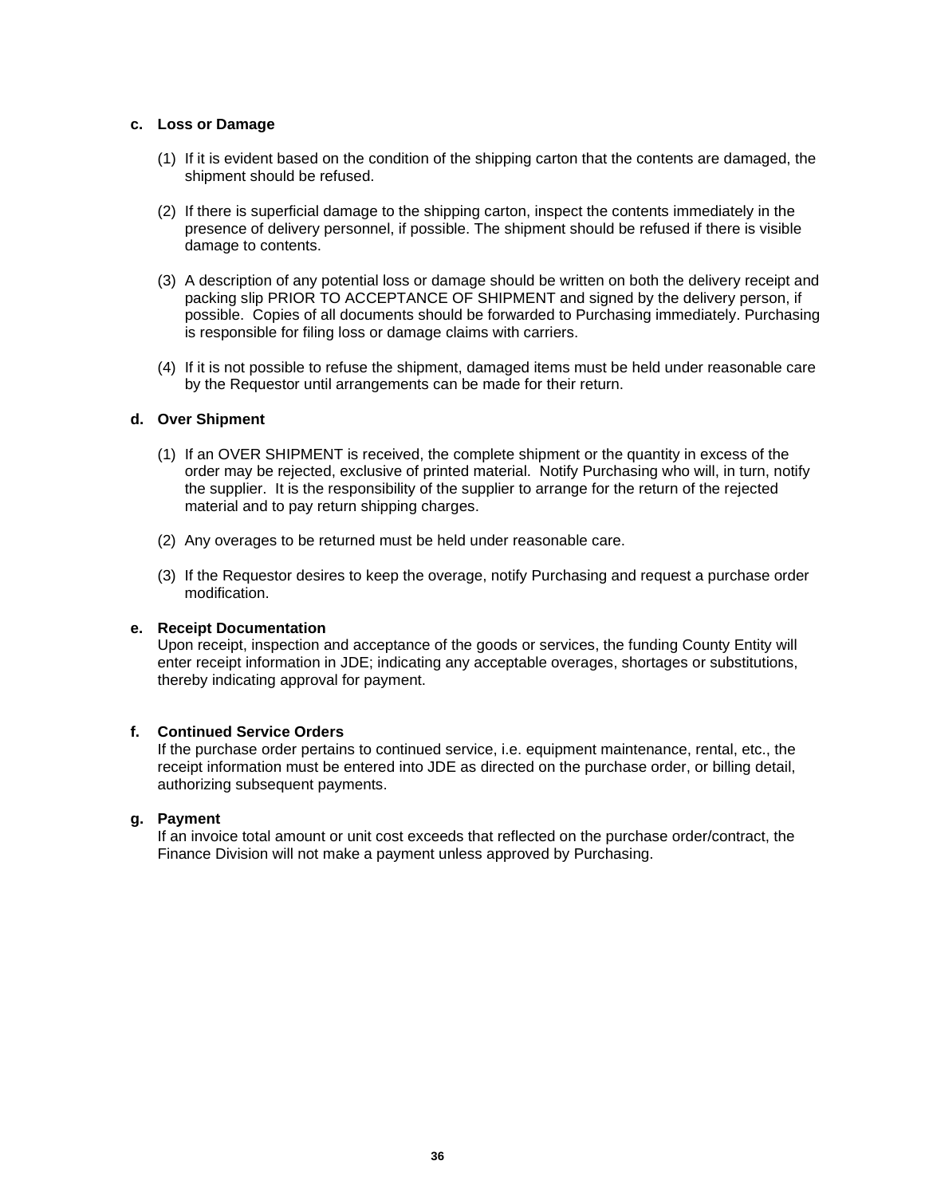**c. Loss or Damage**

(1) If it is evident based on the condition of the shipping carton that the contents are damaged, the shipment should be refused.

(2) If there is superficial damage to the shipping carton, inspect the contents immediately in the presence of delivery personnel, if possible. The shipment should be refused if there is visible damage to contents.

(3) A description of any potential loss or damage should be written on both the delivery receipt and packing slip PRIOR TO ACCEPTANCE OF SHIPMENT and signed by the delivery person, if possible. Copies of all documents should be forwarded to Purchasing immediately. Purchasing is responsible for filing loss or damage claims with carriers.

(4) If it is not possible to refuse the shipment, damaged items must be held under reasonable care by the Requestor until arrangements can be made for their return.

**d. Over Shipment**

(1) If an OVER SHIPMENT is received, the complete shipment or the quantity in excess of the order may be rejected, exclusive of printed material. Notify Purchasing who will, in turn, notify the supplier. It is the responsibility of the supplier to arrange for the return of the rejected material and to pay return shipping charges.

(2) Any overages to be returned must be held under reasonable care.

(3) If the Requestor desires to keep the overage, notify Purchasing and request a purchase order modification.

**e. Receipt Documentation**
Upon receipt, inspection and acceptance of the goods or services, the funding County Entity will enter receipt information in JDE; indicating any acceptable overages, shortages or substitutions, thereby indicating approval for payment.

**f. Continued Service Orders**
If the purchase order pertains to continued service, i.e. equipment maintenance, rental, etc., the receipt information must be entered into JDE as directed on the purchase order, or billing detail, authorizing subsequent payments.

**g. Payment**
If an invoice total amount or unit cost exceeds that reflected on the purchase order/contract, the Finance Division will not make a payment unless approved by Purchasing.